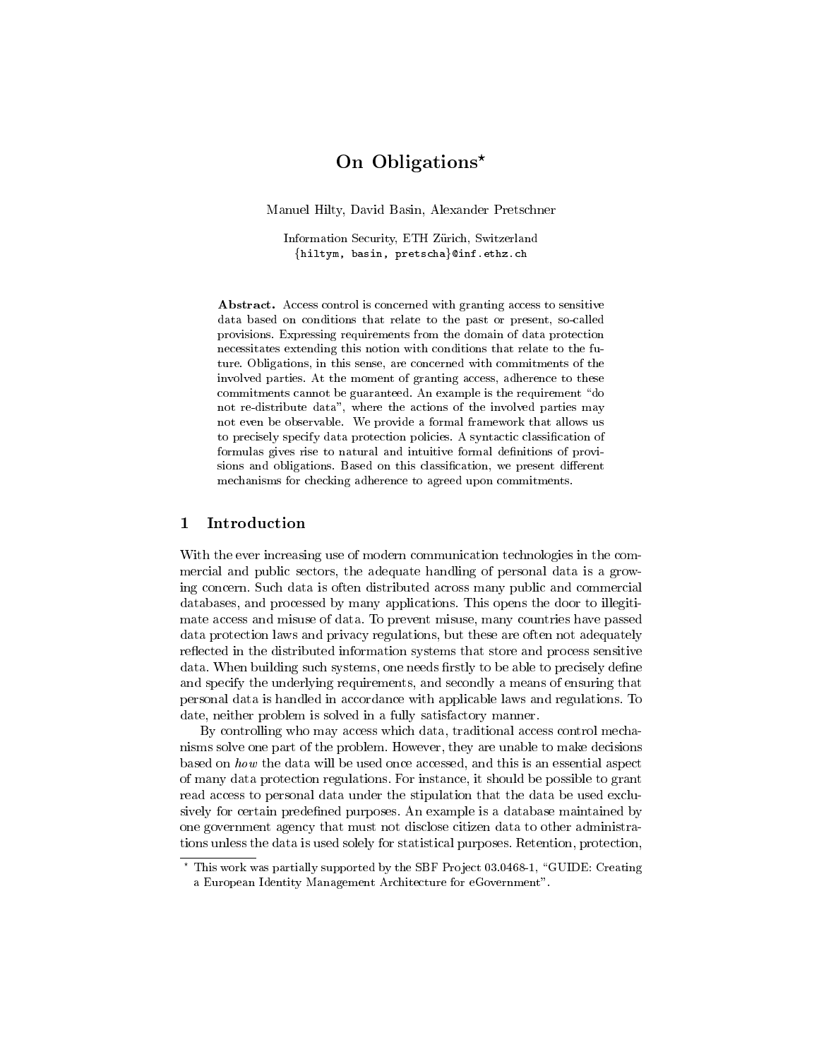# On Obligations*

Manuel Hilty, David Basin, Alexander Pretschner

Information Security, ETH Zürich, Switzerland
{hiltym, basin, pretscha}@inf.ethz.ch

**Abstract.** Access control is concerned with granting access to sensitive data based on conditions that relate to the past or present, so-called provisions. Expressing requirements from the domain of data protection necessitates extending this notion with conditions that relate to the future. Obligations, in this sense, are concerned with commitments of the involved parties. At the moment of granting access, adherence to these commitments cannot be guaranteed. An example is the requirement "do not re-distribute data", where the actions of the involved parties may not even be observable. We provide a formal framework that allows us to precisely specify data protection policies. A syntactic classification of formulas gives rise to natural and intuitive formal definitions of provisions and obligations. Based on this classification, we present different mechanisms for checking adherence to agreed upon commitments.

## 1 Introduction

With the ever increasing use of modern communication technologies in the commercial and public sectors, the adequate handling of personal data is a growing concern. Such data is often distributed across many public and commercial databases, and processed by many applications. This opens the door to illegitimate access and misuse of data. To prevent misuse, many countries have passed data protection laws and privacy regulations, but these are often not adequately reflected in the distributed information systems that store and process sensitive data. When building such systems, one needs firstly to be able to precisely define and specify the underlying requirements, and secondly a means of ensuring that personal data is handled in accordance with applicable laws and regulations. To date, neither problem is solved in a fully satisfactory manner.

By controlling who may access which data, traditional access control mechanisms solve one part of the problem. However, they are unable to make decisions based on *how* the data will be used once accessed, and this is an essential aspect of many data protection regulations. For instance, it should be possible to grant read access to personal data under the stipulation that the data be used exclusively for certain predefined purposes. An example is a database maintained by one government agency that must not disclose citizen data to other administrations unless the data is used solely for statistical purposes. Retention, protection,

* This work was partially supported by the SBF Project 03.0468-1, "GUIDE: Creating a European Identity Management Architecture for eGovernment".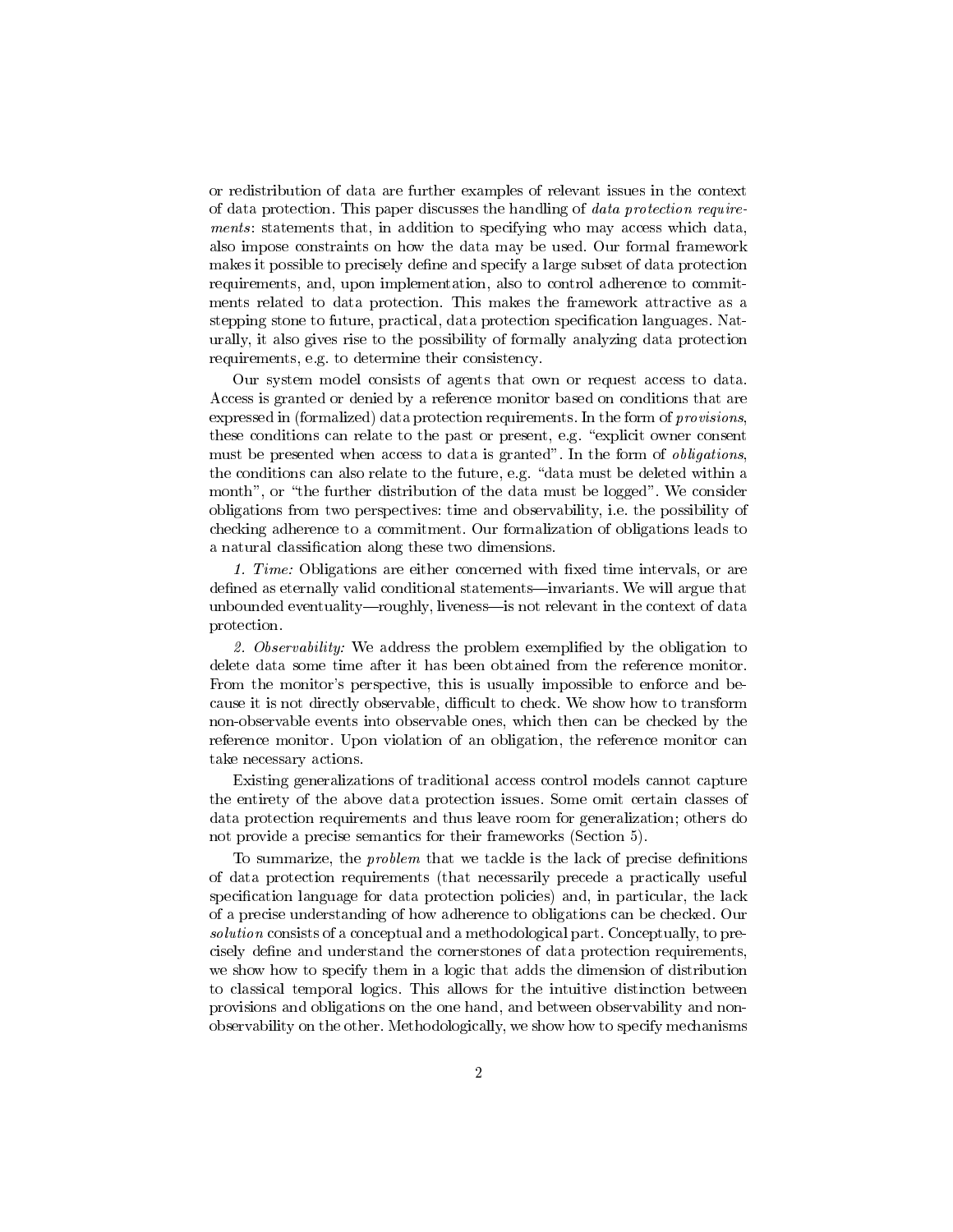or redistribution of data are further examples of relevant issues in the context of data protection. This paper discusses the handling of *data protection requirements*: statements that, in addition to specifying who may access which data, also impose constraints on how the data may be used. Our formal framework makes it possible to precisely define and specify a large subset of data protection requirements, and, upon implementation, also to control adherence to commitments related to data protection. This makes the framework attractive as a stepping stone to future, practical, data protection specification languages. Naturally, it also gives rise to the possibility of formally analyzing data protection requirements, e.g. to determine their consistency.

Our system model consists of agents that own or request access to data. Access is granted or denied by a reference monitor based on conditions that are expressed in (formalized) data protection requirements. In the form of *provisions*, these conditions can relate to the past or present, e.g. "explicit owner consent must be presented when access to data is granted". In the form of *obligations*, the conditions can also relate to the future, e.g. "data must be deleted within a month", or "the further distribution of the data must be logged". We consider obligations from two perspectives: time and observability, i.e. the possibility of checking adherence to a commitment. Our formalization of obligations leads to a natural classification along these two dimensions.

*1. Time:* Obligations are either concerned with fixed time intervals, or are defined as eternally valid conditional statements—invariants. We will argue that unbounded eventuality—roughly, liveness—is not relevant in the context of data protection.

*2. Observability:* We address the problem exemplified by the obligation to delete data some time after it has been obtained from the reference monitor. From the monitor's perspective, this is usually impossible to enforce and because it is not directly observable, difficult to check. We show how to transform non-observable events into observable ones, which then can be checked by the reference monitor. Upon violation of an obligation, the reference monitor can take necessary actions.

Existing generalizations of traditional access control models cannot capture the entirety of the above data protection issues. Some omit certain classes of data protection requirements and thus leave room for generalization; others do not provide a precise semantics for their frameworks (Section 5).

To summarize, the *problem* that we tackle is the lack of precise definitions of data protection requirements (that necessarily precede a practically useful specification language for data protection policies) and, in particular, the lack of a precise understanding of how adherence to obligations can be checked. Our *solution* consists of a conceptual and a methodological part. Conceptually, to precisely define and understand the cornerstones of data protection requirements, we show how to specify them in a logic that adds the dimension of distribution to classical temporal logics. This allows for the intuitive distinction between provisions and obligations on the one hand, and between observability and non-observability on the other. Methodologically, we show how to specify mechanisms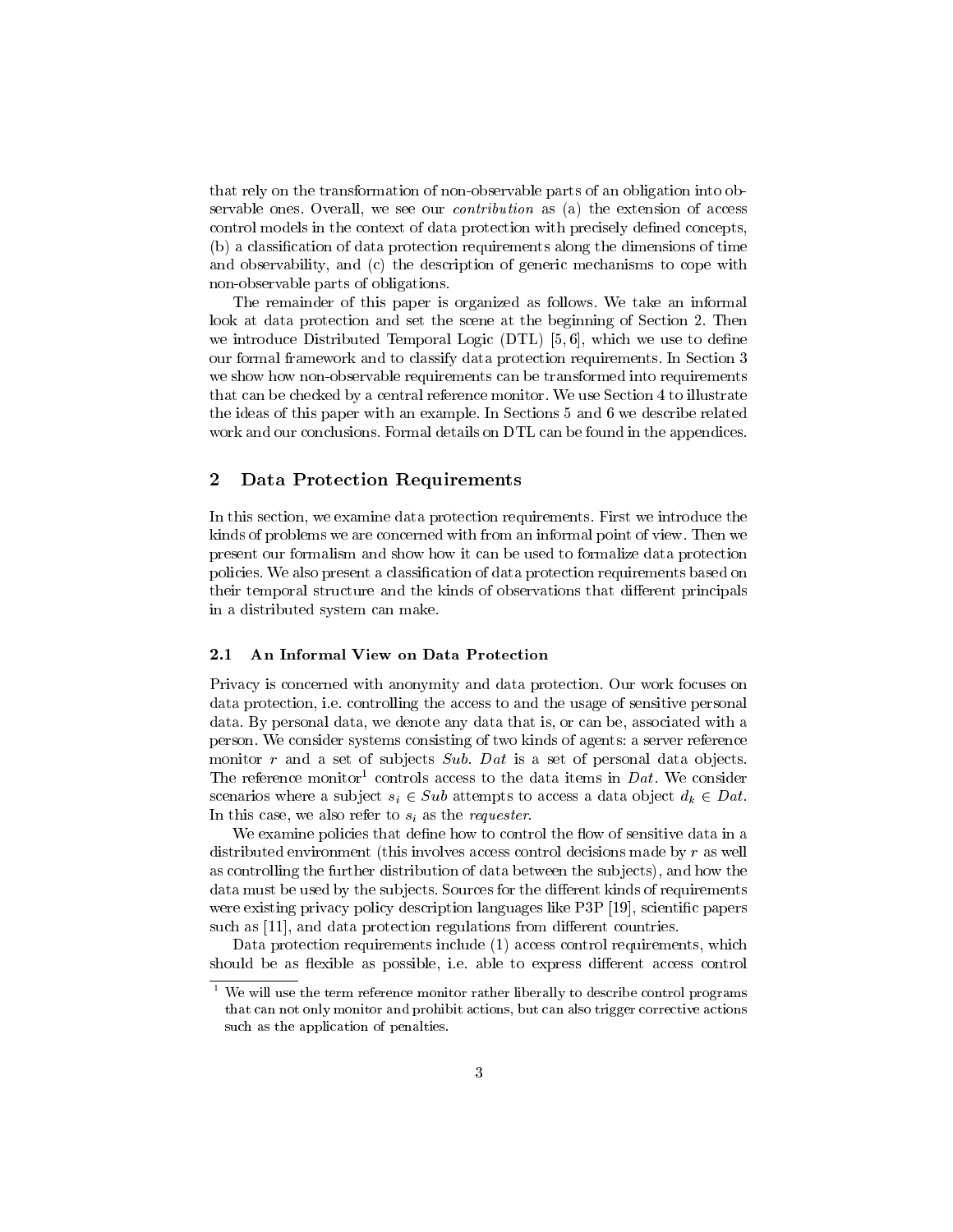that rely on the transformation of non-observable parts of an obligation into observable ones. Overall, we see our *contribution* as (a) the extension of access control models in the context of data protection with precisely defined concepts, (b) a classification of data protection requirements along the dimensions of time and observability, and (c) the description of generic mechanisms to cope with non-observable parts of obligations.

The remainder of this paper is organized as follows. We take an informal look at data protection and set the scene at the beginning of Section 2. Then we introduce Distributed Temporal Logic (DTL) [5, 6], which we use to define our formal framework and to classify data protection requirements. In Section 3 we show how non-observable requirements can be transformed into requirements that can be checked by a central reference monitor. We use Section 4 to illustrate the ideas of this paper with an example. In Sections 5 and 6 we describe related work and our conclusions. Formal details on DTL can be found in the appendices.

## 2 Data Protection Requirements

In this section, we examine data protection requirements. First we introduce the kinds of problems we are concerned with from an informal point of view. Then we present our formalism and show how it can be used to formalize data protection policies. We also present a classification of data protection requirements based on their temporal structure and the kinds of observations that different principals in a distributed system can make.

### 2.1 An Informal View on Data Protection

Privacy is concerned with anonymity and data protection. Our work focuses on data protection, i.e. controlling the access to and the usage of sensitive personal data. By personal data, we denote any data that is, or can be, associated with a person. We consider systems consisting of two kinds of agents: a server reference monitor $r$ and a set of subjects $Sub$. $Dat$ is a set of personal data objects. The reference monitor[1] controls access to the data items in $Dat$. We consider scenarios where a subject $s_i \in Sub$ attempts to access a data object $d_k \in Dat$. In this case, we also refer to $s_i$ as the *requester*.

We examine policies that define how to control the flow of sensitive data in a distributed environment (this involves access control decisions made by $r$ as well as controlling the further distribution of data between the subjects), and how the data must be used by the subjects. Sources for the different kinds of requirements were existing privacy policy description languages like P3P [19], scientific papers such as [11], and data protection regulations from different countries.

Data protection requirements include (1) access control requirements, which should be as flexible as possible, i.e. able to express different access control

[1] We will use the term reference monitor rather liberally to describe control programs that can not only monitor and prohibit actions, but can also trigger corrective actions such as the application of penalties.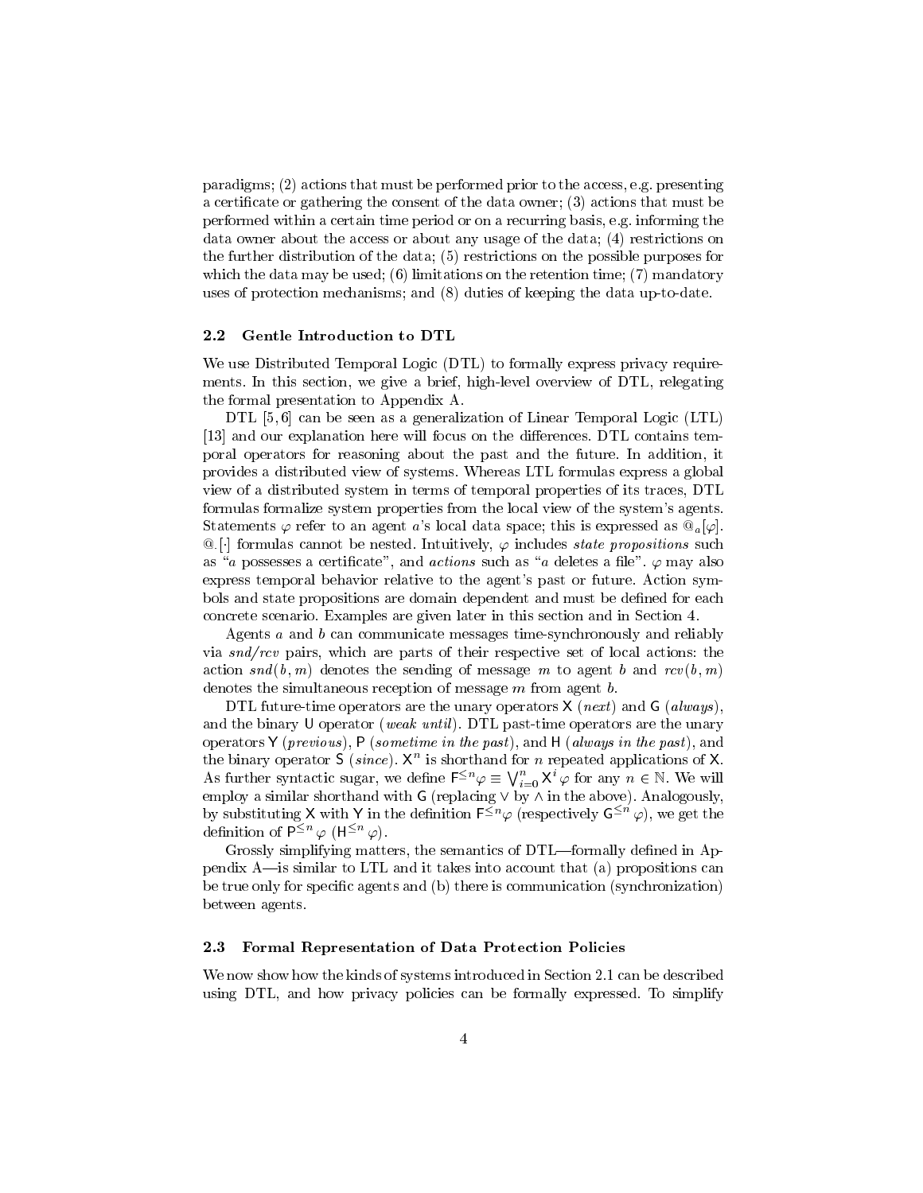paradigms; (2) actions that must be performed prior to the access, e.g. presenting a certificate or gathering the consent of the data owner; (3) actions that must be performed within a certain time period or on a recurring basis, e.g. informing the data owner about the access or about any usage of the data; (4) restrictions on the further distribution of the data; (5) restrictions on the possible purposes for which the data may be used; (6) limitations on the retention time; (7) mandatory uses of protection mechanisms; and (8) duties of keeping the data up-to-date.

### 2.2 Gentle Introduction to DTL

We use Distributed Temporal Logic (DTL) to formally express privacy requirements. In this section, we give a brief, high-level overview of DTL, relegating the formal presentation to Appendix A.

DTL [5, 6] can be seen as a generalization of Linear Temporal Logic (LTL) [13] and our explanation here will focus on the differences. DTL contains temporal operators for reasoning about the past and the future. In addition, it provides a distributed view of systems. Whereas LTL formulas express a global view of a distributed system in terms of temporal properties of its traces, DTL formulas formalize system properties from the local view of the system's agents. Statements $\varphi$ refer to an agent $a$'s local data space; this is expressed as $@_a[\varphi]$. $@_\cdot[\cdot]$ formulas cannot be nested. Intuitively, $\varphi$ includes *state propositions* such as "$a$ possesses a certificate", and *actions* such as "$a$ deletes a file". $\varphi$ may also express temporal behavior relative to the agent's past or future. Action symbols and state propositions are domain dependent and must be defined for each concrete scenario. Examples are given later in this section and in Section 4.

Agents $a$ and $b$ can communicate messages time-synchronously and reliably via *snd*/*rcv* pairs, which are parts of their respective set of local actions: the action $snd(b, m)$ denotes the sending of message $m$ to agent $b$ and $rcv(b, m)$ denotes the simultaneous reception of message $m$ from agent $b$.

DTL future-time operators are the unary operators $\mathsf{X}$ (*next*) and $\mathsf{G}$ (*always*), and the binary $\mathsf{U}$ operator (*weak until*). DTL past-time operators are the unary operators $\mathsf{Y}$ (*previous*), $\mathsf{P}$ (*sometime in the past*), and $\mathsf{H}$ (*always in the past*), and the binary operator $\mathsf{S}$ (*since*). $\mathsf{X}^n$ is shorthand for $n$ repeated applications of $\mathsf{X}$. As further syntactic sugar, we define $\mathsf{F}^{\leq n}\varphi \equiv \bigvee_{i=0}^{n} \mathsf{X}^i \varphi$ for any $n \in \mathbb{N}$. We will employ a similar shorthand with $\mathsf{G}$ (replacing $\vee$ by $\wedge$ in the above). Analogously, by substituting $\mathsf{X}$ with $\mathsf{Y}$ in the definition $\mathsf{F}^{\leq n}\varphi$ (respectively $\mathsf{G}^{\leq n}\varphi$), we get the definition of $\mathsf{P}^{\leq n}\varphi$ ($\mathsf{H}^{\leq n}\varphi$).

Grossly simplifying matters, the semantics of DTL—formally defined in Appendix A—is similar to LTL and it takes into account that (a) propositions can be true only for specific agents and (b) there is communication (synchronization) between agents.

### 2.3 Formal Representation of Data Protection Policies

We now show how the kinds of systems introduced in Section 2.1 can be described using DTL, and how privacy policies can be formally expressed. To simplify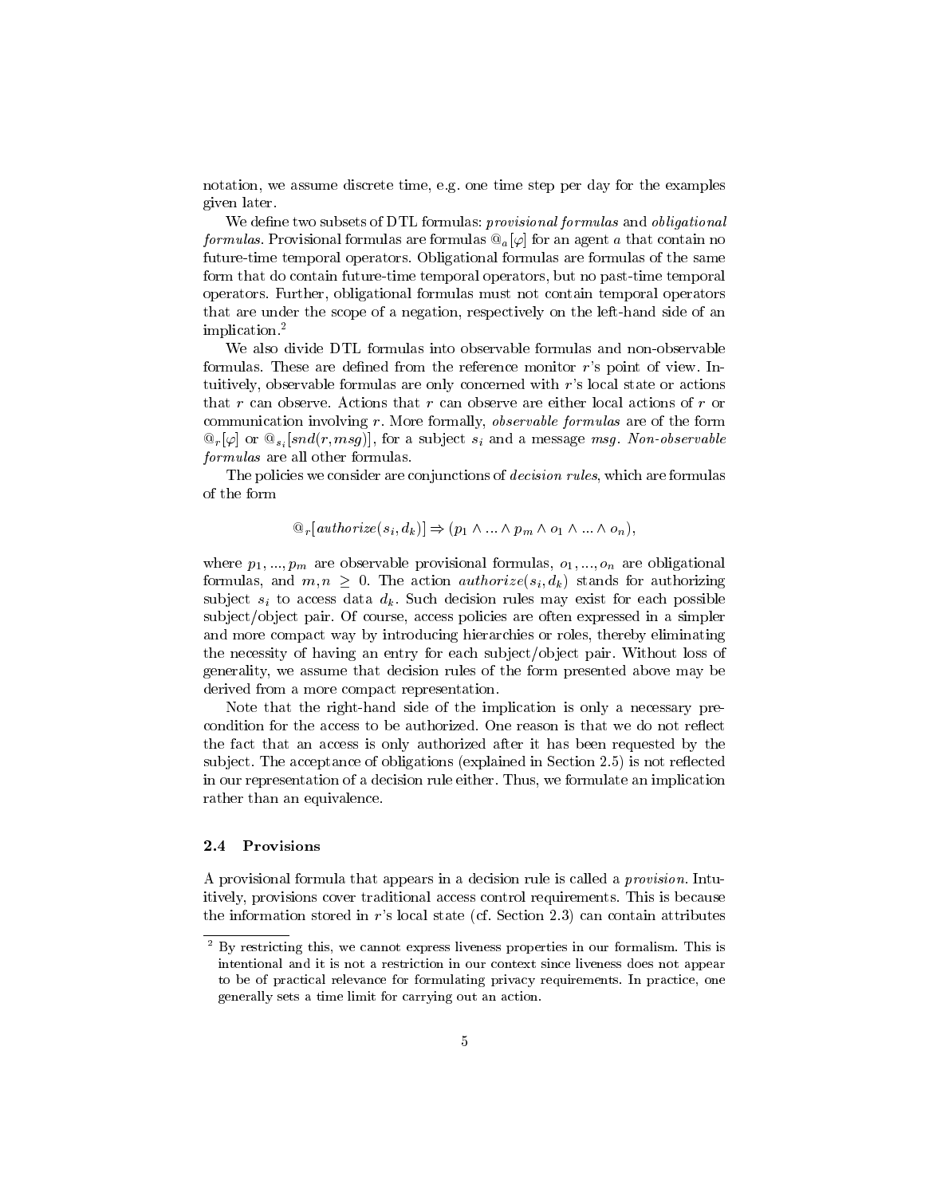notation, we assume discrete time, e.g. one time step per day for the examples given later.

We define two subsets of DTL formulas: *provisional formulas* and *obligational formulas*. Provisional formulas are formulas $@_a[\varphi]$ for an agent $a$ that contain no future-time temporal operators. Obligational formulas are formulas of the same form that do contain future-time temporal operators, but no past-time temporal operators. Further, obligational formulas must not contain temporal operators that are under the scope of a negation, respectively on the left-hand side of an implication.[2]

We also divide DTL formulas into observable formulas and non-observable formulas. These are defined from the reference monitor $r$'s point of view. Intuitively, observable formulas are only concerned with $r$'s local state or actions that $r$ can observe. Actions that $r$ can observe are either local actions of $r$ or communication involving $r$. More formally, *observable formulas* are of the form $@_r[\varphi]$ or $@_{s_i}[snd(r, msg)]$, for a subject $s_i$ and a message $msg$. *Non-observable formulas* are all other formulas.

The policies we consider are conjunctions of *decision rules*, which are formulas of the form

$$@_r[authorize(s_i, d_k)] \Rightarrow (p_1 \wedge ... \wedge p_m \wedge o_1 \wedge ... \wedge o_n),$$

where $p_1, ..., p_m$ are observable provisional formulas, $o_1, ..., o_n$ are obligational formulas, and $m, n \geq 0$. The action $authorize(s_i, d_k)$ stands for authorizing subject $s_i$ to access data $d_k$. Such decision rules may exist for each possible subject/object pair. Of course, access policies are often expressed in a simpler and more compact way by introducing hierarchies or roles, thereby eliminating the necessity of having an entry for each subject/object pair. Without loss of generality, we assume that decision rules of the form presented above may be derived from a more compact representation.

Note that the right-hand side of the implication is only a necessary precondition for the access to be authorized. One reason is that we do not reflect the fact that an access is only authorized after it has been requested by the subject. The acceptance of obligations (explained in Section 2.5) is not reflected in our representation of a decision rule either. Thus, we formulate an implication rather than an equivalence.

### 2.4 Provisions

A provisional formula that appears in a decision rule is called a *provision*. Intuitively, provisions cover traditional access control requirements. This is because the information stored in $r$'s local state (cf. Section 2.3) can contain attributes

[2] By restricting this, we cannot express liveness properties in our formalism. This is intentional and it is not a restriction in our context since liveness does not appear to be of practical relevance for formulating privacy requirements. In practice, one generally sets a time limit for carrying out an action.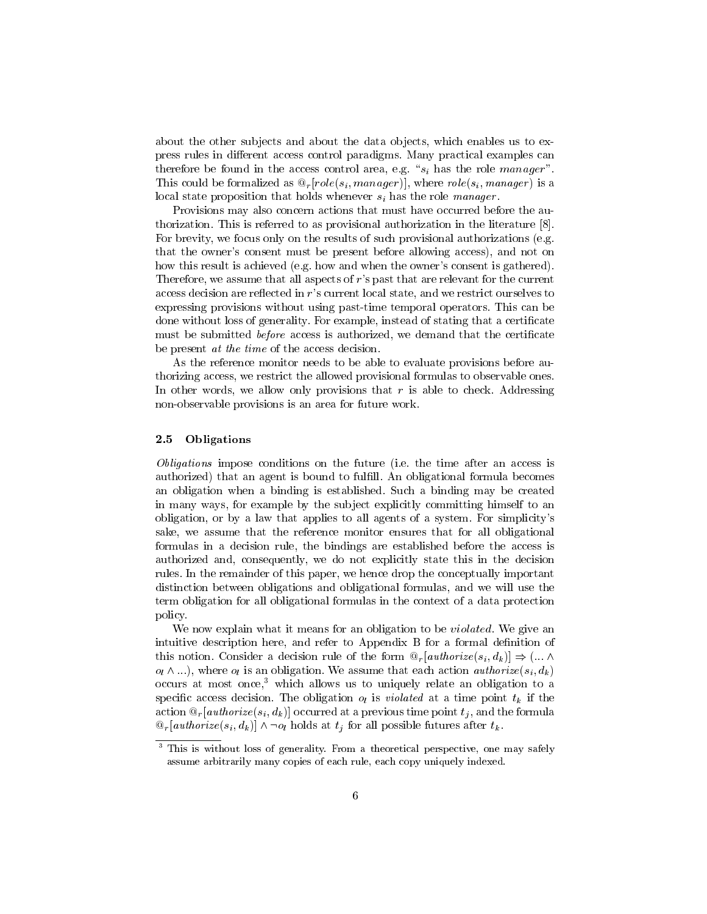about the other subjects and about the data objects, which enables us to express rules in different access control paradigms. Many practical examples can therefore be found in the access control area, e.g. "$s_i$ has the role *manager*". This could be formalized as $@_r[role(s_i, manager)]$, where $role(s_i, manager)$ is a local state proposition that holds whenever $s_i$ has the role *manager*.

Provisions may also concern actions that must have occurred before the authorization. This is referred to as provisional authorization in the literature [8]. For brevity, we focus only on the results of such provisional authorizations (e.g. that the owner's consent must be present before allowing access), and not on how this result is achieved (e.g. how and when the owner's consent is gathered). Therefore, we assume that all aspects of $r$'s past that are relevant for the current access decision are reflected in $r$'s current local state, and we restrict ourselves to expressing provisions without using past-time temporal operators. This can be done without loss of generality. For example, instead of stating that a certificate must be submitted *before* access is authorized, we demand that the certificate be present *at the time* of the access decision.

As the reference monitor needs to be able to evaluate provisions before authorizing access, we restrict the allowed provisional formulas to observable ones. In other words, we allow only provisions that $r$ is able to check. Addressing non-observable provisions is an area for future work.

### 2.5 Obligations

*Obligations* impose conditions on the future (i.e. the time after an access is authorized) that an agent is bound to fulfill. An obligational formula becomes an obligation when a binding is established. Such a binding may be created in many ways, for example by the subject explicitly committing himself to an obligation, or by a law that applies to all agents of a system. For simplicity's sake, we assume that the reference monitor ensures that for all obligational formulas in a decision rule, the bindings are established before the access is authorized and, consequently, we do not explicitly state this in the decision rules. In the remainder of this paper, we hence drop the conceptually important distinction between obligations and obligational formulas, and we will use the term obligation for all obligational formulas in the context of a data protection policy.

We now explain what it means for an obligation to be *violated*. We give an intuitive description here, and refer to Appendix B for a formal definition of this notion. Consider a decision rule of the form $@_r[authorize(s_i, d_k)] \Rightarrow (... \wedge o_l \wedge ...)$, where $o_l$ is an obligation. We assume that each action $authorize(s_i, d_k)$ occurs at most once,[3] which allows us to uniquely relate an obligation to a specific access decision. The obligation $o_l$ is *violated* at a time point $t_k$ if the action $@_r[authorize(s_i, d_k)]$ occurred at a previous time point $t_j$, and the formula $@_r[authorize(s_i, d_k)] \wedge \neg o_l$ holds at $t_j$ for all possible futures after $t_k$.

[3] This is without loss of generality. From a theoretical perspective, one may safely assume arbitrarily many copies of each rule, each copy uniquely indexed.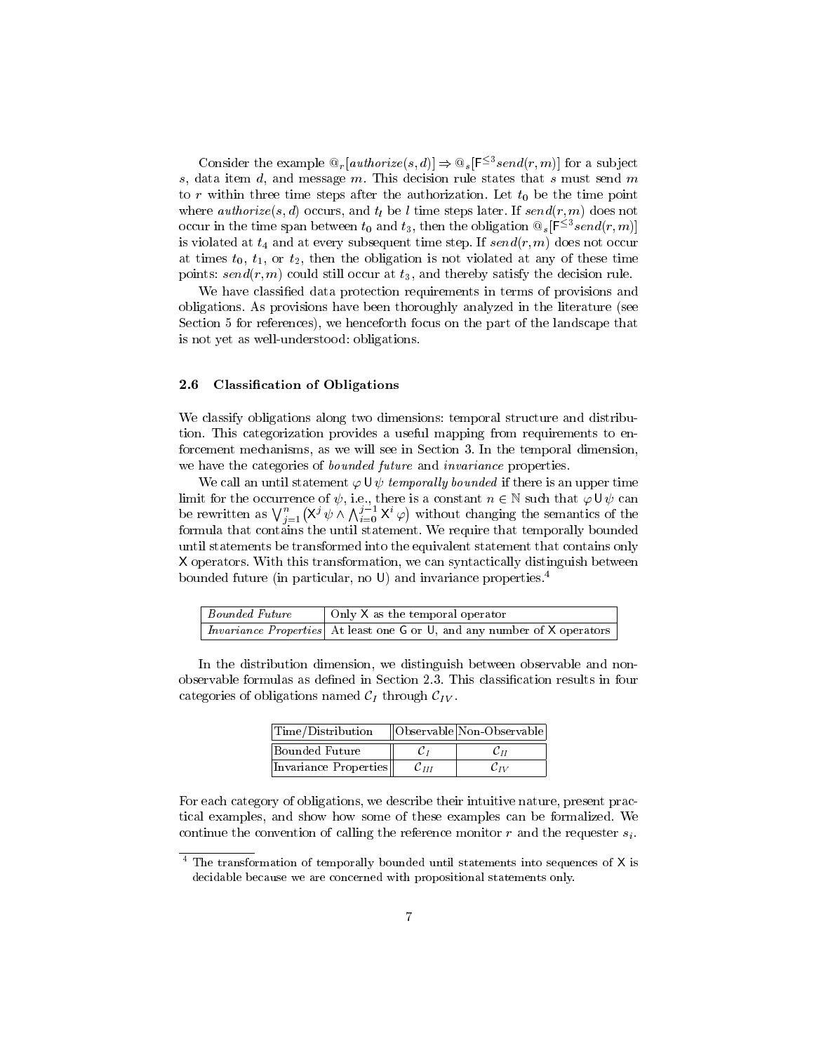Consider the example $@_r[authorize(s,d)] \Rightarrow @_s[\mathsf{F}^{\leq 3} send(r,m)]$ for a subject $s$, data item $d$, and message $m$. This decision rule states that $s$ must send $m$ to $r$ within three time steps after the authorization. Let $t_0$ be the time point where $authorize(s,d)$ occurs, and $t_l$ be $l$ time steps later. If $send(r,m)$ does not occur in the time span between $t_0$ and $t_3$, then the obligation $@_s[\mathsf{F}^{\leq 3} send(r,m)]$ is violated at $t_4$ and at every subsequent time step. If $send(r,m)$ does not occur at times $t_0$, $t_1$, or $t_2$, then the obligation is not violated at any of these time points: $send(r,m)$ could still occur at $t_3$, and thereby satisfy the decision rule.

We have classified data protection requirements in terms of provisions and obligations. As provisions have been thoroughly analyzed in the literature (see Section 5 for references), we henceforth focus on the part of the landscape that is not yet as well-understood: obligations.

### 2.6 Classification of Obligations

We classify obligations along two dimensions: temporal structure and distribution. This categorization provides a useful mapping from requirements to enforcement mechanisms, as we will see in Section 3. In the temporal dimension, we have the categories of *bounded future* and *invariance* properties.

We call an until statement $\varphi \,\mathsf{U}\, \psi$ *temporally bounded* if there is an upper time limit for the occurrence of $\psi$, i.e., there is a constant $n \in \mathbb{N}$ such that $\varphi \,\mathsf{U}\, \psi$ can be rewritten as $\bigvee_{j=1}^{n} \big(\mathsf{X}^j \psi \wedge \bigwedge_{i=0}^{j-1} \mathsf{X}^i \varphi\big)$ without changing the semantics of the formula that contains the until statement. We require that temporally bounded until statements be transformed into the equivalent statement that contains only $\mathsf{X}$ operators. With this transformation, we can syntactically distinguish between bounded future (in particular, no $\mathsf{U}$) and invariance properties.[4]

| *Bounded Future* | Only $\mathsf{X}$ as the temporal operator |
|---|---|
| *Invariance Properties* | At least one $\mathsf{G}$ or $\mathsf{U}$, and any number of $\mathsf{X}$ operators |

In the distribution dimension, we distinguish between observable and non-observable formulas as defined in Section 2.3. This classification results in four categories of obligations named $\mathcal{C}_I$ through $\mathcal{C}_{IV}$.

| Time/Distribution | Observable | Non-Observable |
|---|---|---|
| Bounded Future | $\mathcal{C}_I$ | $\mathcal{C}_{II}$ |
| Invariance Properties | $\mathcal{C}_{III}$ | $\mathcal{C}_{IV}$ |

For each category of obligations, we describe their intuitive nature, present practical examples, and show how some of these examples can be formalized. We continue the convention of calling the reference monitor $r$ and the requester $s_i$.

[4] The transformation of temporally bounded until statements into sequences of $\mathsf{X}$ is decidable because we are concerned with propositional statements only.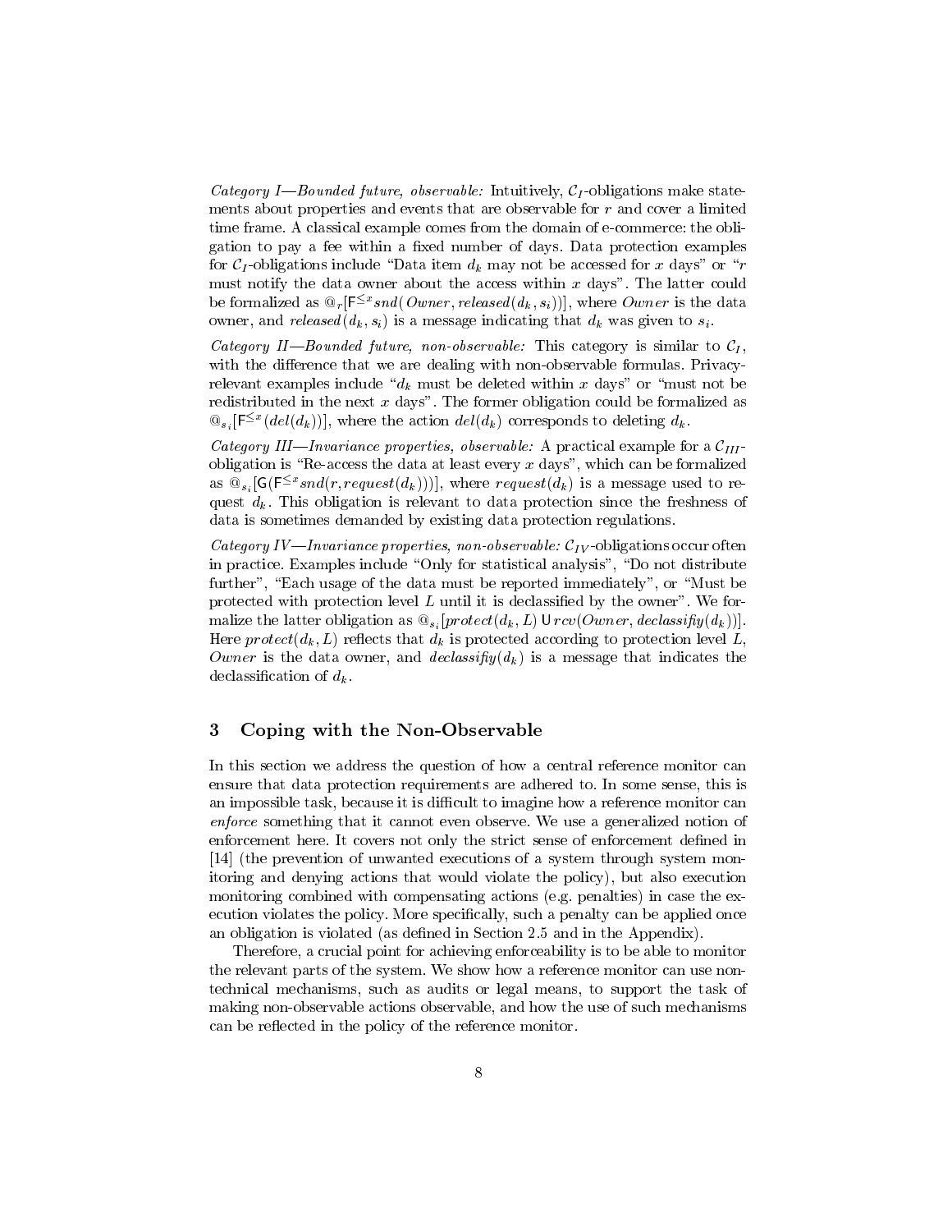*Category I—Bounded future, observable:* Intuitively, $\mathcal{C}_I$-obligations make statements about properties and events that are observable for $r$ and cover a limited time frame. A classical example comes from the domain of e-commerce: the obligation to pay a fee within a fixed number of days. Data protection examples for $\mathcal{C}_I$-obligations include "Data item $d_k$ may not be accessed for $x$ days" or "$r$ must notify the data owner about the access within $x$ days". The latter could be formalized as $@_r[\mathsf{F}^{\leq x} snd(Owner, released(d_k, s_i))]$, where $Owner$ is the data owner, and $released(d_k, s_i)$ is a message indicating that $d_k$ was given to $s_i$.

*Category II—Bounded future, non-observable:* This category is similar to $\mathcal{C}_I$, with the difference that we are dealing with non-observable formulas. Privacy-relevant examples include "$d_k$ must be deleted within $x$ days" or "must not be redistributed in the next $x$ days". The former obligation could be formalized as $@_{s_i}[\mathsf{F}^{\leq x}(del(d_k))]$, where the action $del(d_k)$ corresponds to deleting $d_k$.

*Category III—Invariance properties, observable:* A practical example for a $\mathcal{C}_{III}$-obligation is "Re-access the data at least every $x$ days", which can be formalized as $@_{s_i}[\mathsf{G}(\mathsf{F}^{\leq x} snd(r, request(d_k)))]$, where $request(d_k)$ is a message used to request $d_k$. This obligation is relevant to data protection since the freshness of data is sometimes demanded by existing data protection regulations.

*Category IV—Invariance properties, non-observable:* $\mathcal{C}_{IV}$-obligations occur often in practice. Examples include "Only for statistical analysis", "Do not distribute further", "Each usage of the data must be reported immediately", or "Must be protected with protection level $L$ until it is declassified by the owner". We formalize the latter obligation as $@_{s_i}[protect(d_k, L) \mathsf{U} rcv(Owner, declassifiy(d_k))]$. Here $protect(d_k, L)$ reflects that $d_k$ is protected according to protection level $L$, $Owner$ is the data owner, and $declassifiy(d_k)$ is a message that indicates the declassification of $d_k$.

## 3 Coping with the Non-Observable

In this section we address the question of how a central reference monitor can ensure that data protection requirements are adhered to. In some sense, this is an impossible task, because it is difficult to imagine how a reference monitor can *enforce* something that it cannot even observe. We use a generalized notion of enforcement here. It covers not only the strict sense of enforcement defined in [14] (the prevention of unwanted executions of a system through system monitoring and denying actions that would violate the policy), but also execution monitoring combined with compensating actions (e.g. penalties) in case the execution violates the policy. More specifically, such a penalty can be applied once an obligation is violated (as defined in Section 2.5 and in the Appendix).

Therefore, a crucial point for achieving enforceability is to be able to monitor the relevant parts of the system. We show how a reference monitor can use non-technical mechanisms, such as audits or legal means, to support the task of making non-observable actions observable, and how the use of such mechanisms can be reflected in the policy of the reference monitor.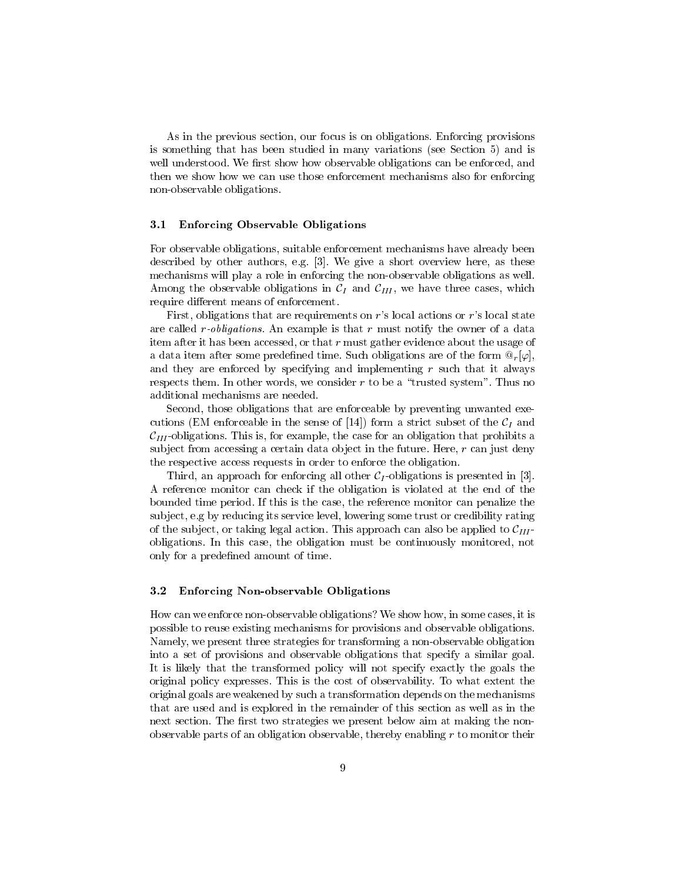As in the previous section, our focus is on obligations. Enforcing provisions is something that has been studied in many variations (see Section 5) and is well understood. We first show how observable obligations can be enforced, and then we show how we can use those enforcement mechanisms also for enforcing non-observable obligations.

### 3.1 Enforcing Observable Obligations

For observable obligations, suitable enforcement mechanisms have already been described by other authors, e.g. [3]. We give a short overview here, as these mechanisms will play a role in enforcing the non-observable obligations as well. Among the observable obligations in $\mathcal{C}_I$ and $\mathcal{C}_{III}$, we have three cases, which require different means of enforcement.

First, obligations that are requirements on $r$'s local actions or $r$'s local state are called *$r$-obligations*. An example is that $r$ must notify the owner of a data item after it has been accessed, or that $r$ must gather evidence about the usage of a data item after some predefined time. Such obligations are of the form $@_r[\varphi]$, and they are enforced by specifying and implementing $r$ such that it always respects them. In other words, we consider $r$ to be a "trusted system". Thus no additional mechanisms are needed.

Second, those obligations that are enforceable by preventing unwanted executions (EM enforceable in the sense of [14]) form a strict subset of the $\mathcal{C}_I$ and $\mathcal{C}_{III}$-obligations. This is, for example, the case for an obligation that prohibits a subject from accessing a certain data object in the future. Here, $r$ can just deny the respective access requests in order to enforce the obligation.

Third, an approach for enforcing all other $\mathcal{C}_I$-obligations is presented in [3]. A reference monitor can check if the obligation is violated at the end of the bounded time period. If this is the case, the reference monitor can penalize the subject, e.g by reducing its service level, lowering some trust or credibility rating of the subject, or taking legal action. This approach can also be applied to $\mathcal{C}_{III}$-obligations. In this case, the obligation must be continuously monitored, not only for a predefined amount of time.

### 3.2 Enforcing Non-observable Obligations

How can we enforce non-observable obligations? We show how, in some cases, it is possible to reuse existing mechanisms for provisions and observable obligations. Namely, we present three strategies for transforming a non-observable obligation into a set of provisions and observable obligations that specify a similar goal. It is likely that the transformed policy will not specify exactly the goals the original policy expresses. This is the cost of observability. To what extent the original goals are weakened by such a transformation depends on the mechanisms that are used and is explored in the remainder of this section as well as in the next section. The first two strategies we present below aim at making the non-observable parts of an obligation observable, thereby enabling $r$ to monitor their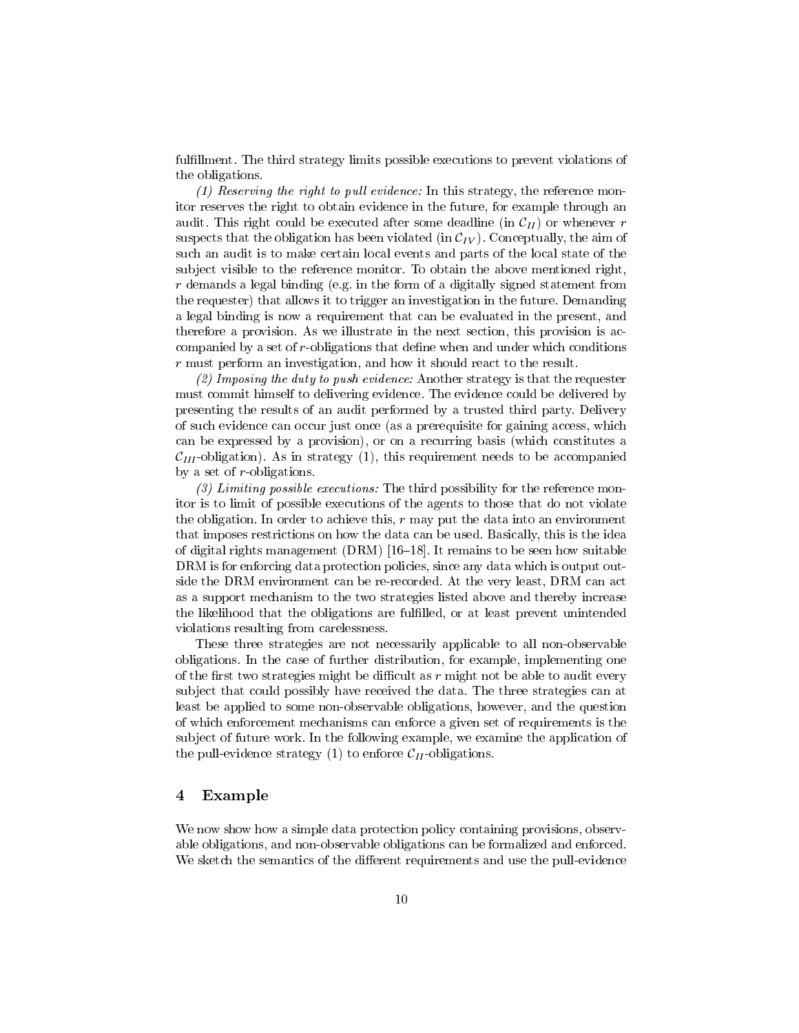fulfillment. The third strategy limits possible executions to prevent violations of the obligations.

*(1) Reserving the right to pull evidence:* In this strategy, the reference monitor reserves the right to obtain evidence in the future, for example through an audit. This right could be executed after some deadline (in $\mathcal{C}_{II}$) or whenever $r$ suspects that the obligation has been violated (in $\mathcal{C}_{IV}$). Conceptually, the aim of such an audit is to make certain local events and parts of the local state of the subject visible to the reference monitor. To obtain the above mentioned right, $r$ demands a legal binding (e.g. in the form of a digitally signed statement from the requester) that allows it to trigger an investigation in the future. Demanding a legal binding is now a requirement that can be evaluated in the present, and therefore a provision. As we illustrate in the next section, this provision is accompanied by a set of $r$-obligations that define when and under which conditions $r$ must perform an investigation, and how it should react to the result.

*(2) Imposing the duty to push evidence:* Another strategy is that the requester must commit himself to delivering evidence. The evidence could be delivered by presenting the results of an audit performed by a trusted third party. Delivery of such evidence can occur just once (as a prerequisite for gaining access, which can be expressed by a provision), or on a recurring basis (which constitutes a $\mathcal{C}_{III}$-obligation). As in strategy (1), this requirement needs to be accompanied by a set of $r$-obligations.

*(3) Limiting possible executions:* The third possibility for the reference monitor is to limit of possible executions of the agents to those that do not violate the obligation. In order to achieve this, $r$ may put the data into an environment that imposes restrictions on how the data can be used. Basically, this is the idea of digital rights management (DRM) [16–18]. It remains to be seen how suitable DRM is for enforcing data protection policies, since any data which is output outside the DRM environment can be re-recorded. At the very least, DRM can act as a support mechanism to the two strategies listed above and thereby increase the likelihood that the obligations are fulfilled, or at least prevent unintended violations resulting from carelessness.

These three strategies are not necessarily applicable to all non-observable obligations. In the case of further distribution, for example, implementing one of the first two strategies might be difficult as $r$ might not be able to audit every subject that could possibly have received the data. The three strategies can at least be applied to some non-observable obligations, however, and the question of which enforcement mechanisms can enforce a given set of requirements is the subject of future work. In the following example, we examine the application of the pull-evidence strategy (1) to enforce $\mathcal{C}_{II}$-obligations.

## 4 Example

We now show how a simple data protection policy containing provisions, observable obligations, and non-observable obligations can be formalized and enforced. We sketch the semantics of the different requirements and use the pull-evidence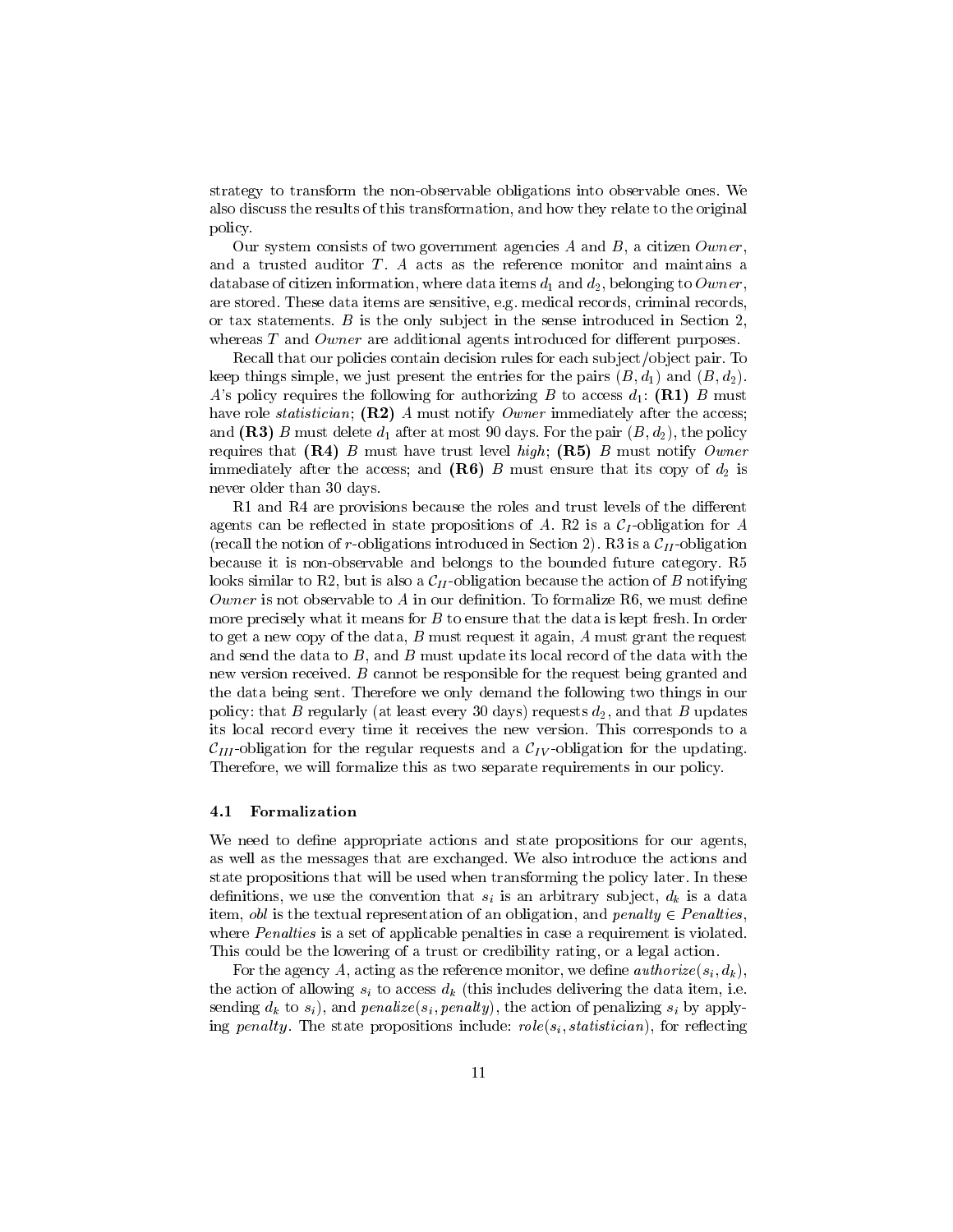strategy to transform the non-observable obligations into observable ones. We also discuss the results of this transformation, and how they relate to the original policy.

Our system consists of two government agencies $A$ and $B$, a citizen $Owner$, and a trusted auditor $T$. $A$ acts as the reference monitor and maintains a database of citizen information, where data items $d_1$ and $d_2$, belonging to $Owner$, are stored. These data items are sensitive, e.g. medical records, criminal records, or tax statements. $B$ is the only subject in the sense introduced in Section 2, whereas $T$ and $Owner$ are additional agents introduced for different purposes.

Recall that our policies contain decision rules for each subject/object pair. To keep things simple, we just present the entries for the pairs $(B, d_1)$ and $(B, d_2)$. $A$'s policy requires the following for authorizing $B$ to access $d_1$: **(R1)** $B$ must have role *statistician*; **(R2)** $A$ must notify $Owner$ immediately after the access; and **(R3)** $B$ must delete $d_1$ after at most 90 days. For the pair $(B, d_2)$, the policy requires that **(R4)** $B$ must have trust level *high*; **(R5)** $B$ must notify $Owner$ immediately after the access; and **(R6)** $B$ must ensure that its copy of $d_2$ is never older than 30 days.

R1 and R4 are provisions because the roles and trust levels of the different agents can be reflected in state propositions of $A$. R2 is a $\mathcal{C}_I$-obligation for $A$ (recall the notion of $r$-obligations introduced in Section 2). R3 is a $\mathcal{C}_{II}$-obligation because it is non-observable and belongs to the bounded future category. R5 looks similar to R2, but is also a $\mathcal{C}_{II}$-obligation because the action of $B$ notifying $Owner$ is not observable to $A$ in our definition. To formalize R6, we must define more precisely what it means for $B$ to ensure that the data is kept fresh. In order to get a new copy of the data, $B$ must request it again, $A$ must grant the request and send the data to $B$, and $B$ must update its local record of the data with the new version received. $B$ cannot be responsible for the request being granted and the data being sent. Therefore we only demand the following two things in our policy: that $B$ regularly (at least every 30 days) requests $d_2$, and that $B$ updates its local record every time it receives the new version. This corresponds to a $\mathcal{C}_{III}$-obligation for the regular requests and a $\mathcal{C}_{IV}$-obligation for the updating. Therefore, we will formalize this as two separate requirements in our policy.

### 4.1 Formalization

We need to define appropriate actions and state propositions for our agents, as well as the messages that are exchanged. We also introduce the actions and state propositions that will be used when transforming the policy later. In these definitions, we use the convention that $s_i$ is an arbitrary subject, $d_k$ is a data item, *obl* is the textual representation of an obligation, and $penalty \in Penalties$, where $Penalties$ is a set of applicable penalties in case a requirement is violated. This could be the lowering of a trust or credibility rating, or a legal action.

For the agency $A$, acting as the reference monitor, we define $authorize(s_i, d_k)$, the action of allowing $s_i$ to access $d_k$ (this includes delivering the data item, i.e. sending $d_k$ to $s_i$), and $penalize(s_i, penalty)$, the action of penalizing $s_i$ by applying $penalty$. The state propositions include: $role(s_i, statistician)$, for reflecting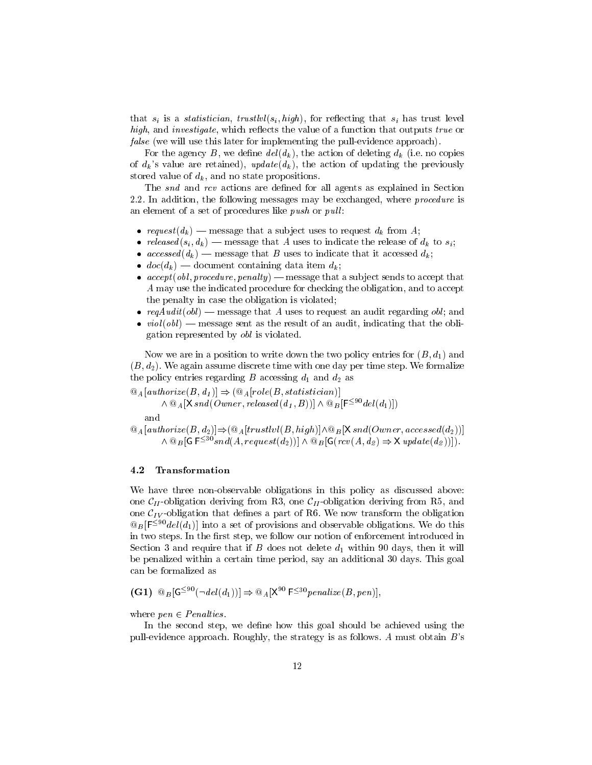that $s_i$ is a *statistician*, $trustlvl(s_i, high)$, for reflecting that $s_i$ has trust level *high*, and *investigate*, which reflects the value of a function that outputs *true* or *false* (we will use this later for implementing the pull-evidence approach).

For the agency $B$, we define $del(d_k)$, the action of deleting $d_k$ (i.e. no copies of $d_k$'s value are retained), $update(d_k)$, the action of updating the previously stored value of $d_k$, and no state propositions.

The *snd* and *rcv* actions are defined for all agents as explained in Section 2.2. In addition, the following messages may be exchanged, where *procedure* is an element of a set of procedures like *push* or *pull*:

- $request(d_k)$ — message that a subject uses to request $d_k$ from $A$;
- $released(s_i, d_k)$ — message that $A$ uses to indicate the release of $d_k$ to $s_i$;
- $accessed(d_k)$ — message that $B$ uses to indicate that it accessed $d_k$;
- $doc(d_k)$ — document containing data item $d_k$;
- $accept(obl, procedure, penalty)$ — message that a subject sends to accept that $A$ may use the indicated procedure for checking the obligation, and to accept the penalty in case the obligation is violated;
- $reqAudit(obl)$ — message that $A$ uses to request an audit regarding *obl*; and
- $viol(obl)$ — message sent as the result of an audit, indicating that the obligation represented by *obl* is violated.

Now we are in a position to write down the two policy entries for $(B, d_1)$ and $(B, d_2)$. We again assume discrete time with one day per time step. We formalize the policy entries regarding $B$ accessing $d_1$ and $d_2$ as

$$@_A[authorize(B, d_1)] \Rightarrow (@_A[role(B, statistician)] \\ \wedge @_A[\mathsf{X}\, snd(Owner, released(d_1, B))] \wedge @_B[\mathsf{F}^{\leq 90} del(d_1)])$$

and

$$@_A[authorize(B, d_2)] \Rightarrow (@_A[trustlvl(B, high)] \wedge @_B[\mathsf{X}\, snd(Owner, accessed(d_2))] \\ \wedge @_B[\mathsf{G}\, \mathsf{F}^{\leq 30} snd(A, request(d_2))] \wedge @_B[\mathsf{G}(rcv(A, d_2) \Rightarrow \mathsf{X}\, update(d_2))]).$$

### 4.2 Transformation

We have three non-observable obligations in this policy as discussed above: one $\mathcal{C}_{II}$-obligation deriving from R3, one $\mathcal{C}_{II}$-obligation deriving from R5, and one $\mathcal{C}_{IV}$-obligation that defines a part of R6. We now transform the obligation $@_B[\mathsf{F}^{\leq 90} del(d_1)]$ into a set of provisions and observable obligations. We do this in two steps. In the first step, we follow our notion of enforcement introduced in Section 3 and require that if $B$ does not delete $d_1$ within 90 days, then it will be penalized within a certain time period, say an additional 30 days. This goal can be formalized as

**(G1)** $@_B[\mathsf{G}^{\leq 90}(\neg del(d_1))] \Rightarrow @_A[\mathsf{X}^{90}\, \mathsf{F}^{\leq 30} penalize(B, pen)]$,

where $pen \in Penalties$.

In the second step, we define how this goal should be achieved using the pull-evidence approach. Roughly, the strategy is as follows. $A$ must obtain $B$'s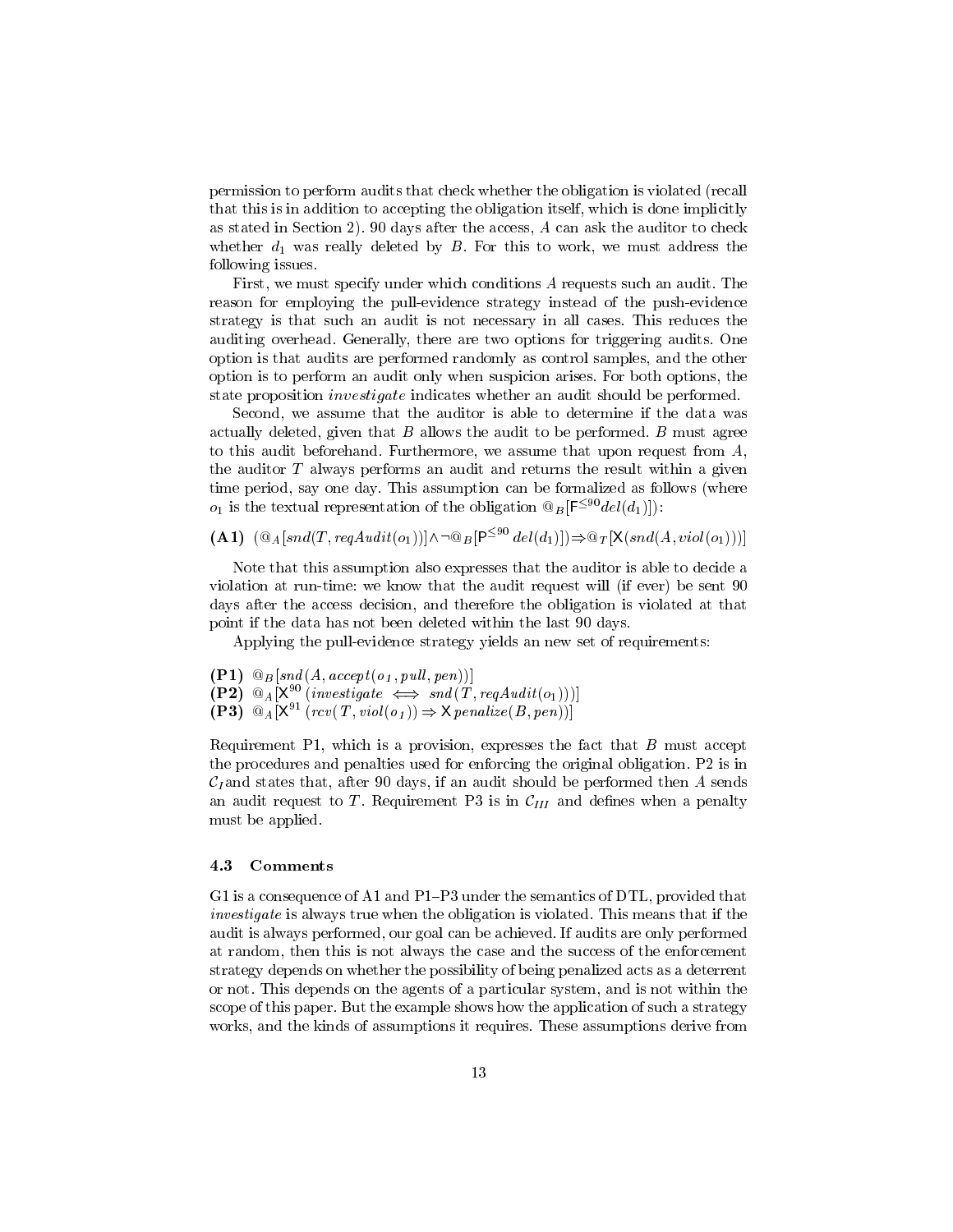permission to perform audits that check whether the obligation is violated (recall that this is in addition to accepting the obligation itself, which is done implicitly as stated in Section 2). 90 days after the access, $A$ can ask the auditor to check whether $d_1$ was really deleted by $B$. For this to work, we must address the following issues.

First, we must specify under which conditions $A$ requests such an audit. The reason for employing the pull-evidence strategy instead of the push-evidence strategy is that such an audit is not necessary in all cases. This reduces the auditing overhead. Generally, there are two options for triggering audits. One option is that audits are performed randomly as control samples, and the other option is to perform an audit only when suspicion arises. For both options, the state proposition *investigate* indicates whether an audit should be performed.

Second, we assume that the auditor is able to determine if the data was actually deleted, given that $B$ allows the audit to be performed. $B$ must agree to this audit beforehand. Furthermore, we assume that upon request from $A$, the auditor $T$ always performs an audit and returns the result within a given time period, say one day. This assumption can be formalized as follows (where $o_1$ is the textual representation of the obligation $@_B[\mathsf{F}^{\leq 90} del(d_1)]$):

**(A1)** $(@_A[snd(T, reqAudit(o_1))] \wedge \neg @_B[\mathsf{P}^{\leq 90}\, del(d_1)]) \Rightarrow @_T[\mathsf{X}(snd(A, viol(o_1)))]$

Note that this assumption also expresses that the auditor is able to decide a violation at run-time: we know that the audit request will (if ever) be sent 90 days after the access decision, and therefore the obligation is violated at that point if the data has not been deleted within the last 90 days.

Applying the pull-evidence strategy yields an new set of requirements:

**(P1)** $@_B[snd(A, accept(o_1, pull, pen))]$
**(P2)** $@_A[\mathsf{X}^{90}\,(investigate \iff snd(T, reqAudit(o_1)))]$
**(P3)** $@_A[\mathsf{X}^{91}\,(rcv(T, viol(o_1)) \Rightarrow \mathsf{X}\, penalize(B, pen))]$

Requirement P1, which is a provision, expresses the fact that $B$ must accept the procedures and penalties used for enforcing the original obligation. P2 is in $\mathcal{C}_I$ and states that, after 90 days, if an audit should be performed then $A$ sends an audit request to $T$. Requirement P3 is in $\mathcal{C}_{III}$ and defines when a penalty must be applied.

### 4.3 Comments

G1 is a consequence of A1 and P1–P3 under the semantics of DTL, provided that *investigate* is always true when the obligation is violated. This means that if the audit is always performed, our goal can be achieved. If audits are only performed at random, then this is not always the case and the success of the enforcement strategy depends on whether the possibility of being penalized acts as a deterrent or not. This depends on the agents of a particular system, and is not within the scope of this paper. But the example shows how the application of such a strategy works, and the kinds of assumptions it requires. These assumptions derive from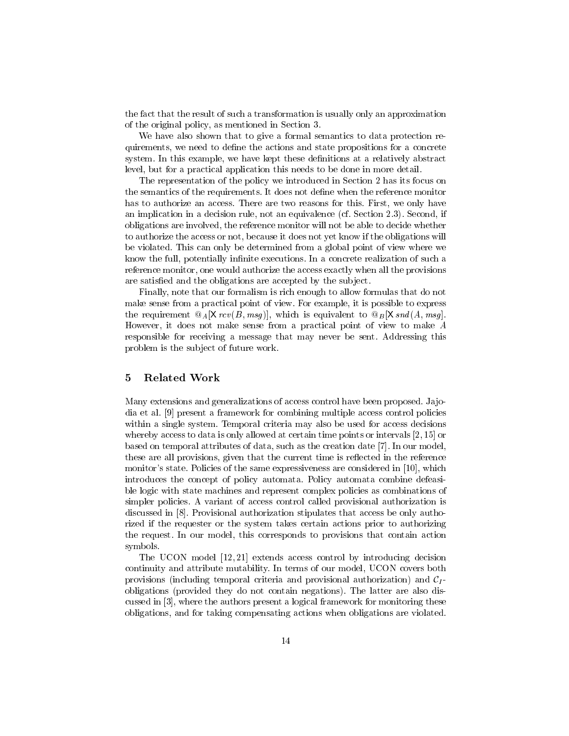the fact that the result of such a transformation is usually only an approximation of the original policy, as mentioned in Section 3.

We have also shown that to give a formal semantics to data protection requirements, we need to define the actions and state propositions for a concrete system. In this example, we have kept these definitions at a relatively abstract level, but for a practical application this needs to be done in more detail.

The representation of the policy we introduced in Section 2 has its focus on the semantics of the requirements. It does not define when the reference monitor has to authorize an access. There are two reasons for this. First, we only have an implication in a decision rule, not an equivalence (cf. Section 2.3). Second, if obligations are involved, the reference monitor will not be able to decide whether to authorize the access or not, because it does not yet know if the obligations will be violated. This can only be determined from a global point of view where we know the full, potentially infinite executions. In a concrete realization of such a reference monitor, one would authorize the access exactly when all the provisions are satisfied and the obligations are accepted by the subject.

Finally, note that our formalism is rich enough to allow formulas that do not make sense from a practical point of view. For example, it is possible to express the requirement $@_A[\mathsf{X}\, rcv(B, msg)]$, which is equivalent to $@_B[\mathsf{X}\, snd(A, msg]$. However, it does not make sense from a practical point of view to make $A$ responsible for receiving a message that may never be sent. Addressing this problem is the subject of future work.

## 5 Related Work

Many extensions and generalizations of access control have been proposed. Jajodia et al. [9] present a framework for combining multiple access control policies within a single system. Temporal criteria may also be used for access decisions whereby access to data is only allowed at certain time points or intervals [2, 15] or based on temporal attributes of data, such as the creation date [7]. In our model, these are all provisions, given that the current time is reflected in the reference monitor's state. Policies of the same expressiveness are considered in [10], which introduces the concept of policy automata. Policy automata combine defeasible logic with state machines and represent complex policies as combinations of simpler policies. A variant of access control called provisional authorization is discussed in [8]. Provisional authorization stipulates that access be only authorized if the requester or the system takes certain actions prior to authorizing the request. In our model, this corresponds to provisions that contain action symbols.

The UCON model [12, 21] extends access control by introducing decision continuity and attribute mutability. In terms of our model, UCON covers both provisions (including temporal criteria and provisional authorization) and $\mathcal{C}_I$-obligations (provided they do not contain negations). The latter are also discussed in [3], where the authors present a logical framework for monitoring these obligations, and for taking compensating actions when obligations are violated.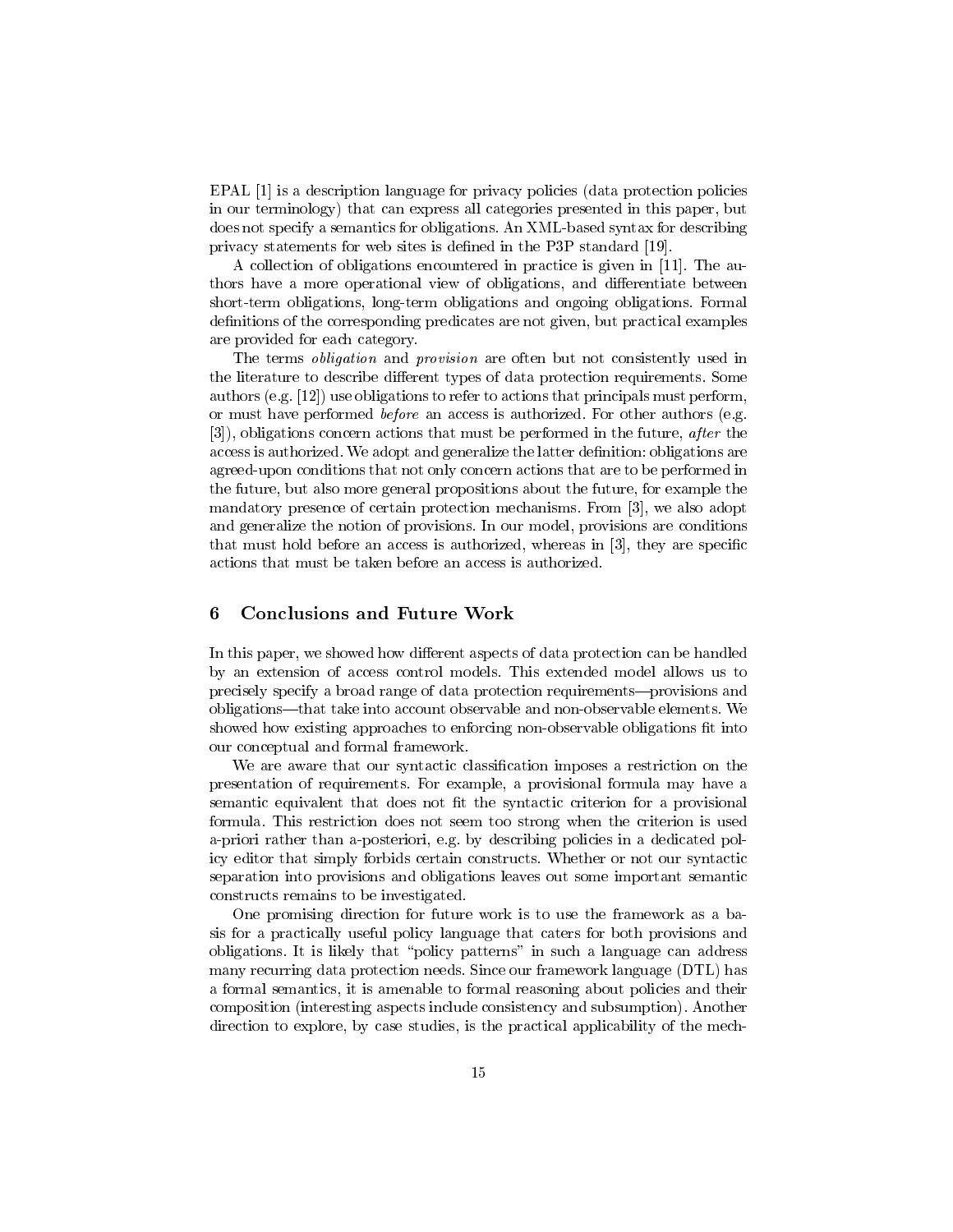EPAL [1] is a description language for privacy policies (data protection policies in our terminology) that can express all categories presented in this paper, but does not specify a semantics for obligations. An XML-based syntax for describing privacy statements for web sites is defined in the P3P standard [19].

A collection of obligations encountered in practice is given in [11]. The authors have a more operational view of obligations, and differentiate between short-term obligations, long-term obligations and ongoing obligations. Formal definitions of the corresponding predicates are not given, but practical examples are provided for each category.

The terms *obligation* and *provision* are often but not consistently used in the literature to describe different types of data protection requirements. Some authors (e.g. [12]) use obligations to refer to actions that principals must perform, or must have performed *before* an access is authorized. For other authors (e.g. [3]), obligations concern actions that must be performed in the future, *after* the access is authorized. We adopt and generalize the latter definition: obligations are agreed-upon conditions that not only concern actions that are to be performed in the future, but also more general propositions about the future, for example the mandatory presence of certain protection mechanisms. From [3], we also adopt and generalize the notion of provisions. In our model, provisions are conditions that must hold before an access is authorized, whereas in [3], they are specific actions that must be taken before an access is authorized.

## 6 Conclusions and Future Work

In this paper, we showed how different aspects of data protection can be handled by an extension of access control models. This extended model allows us to precisely specify a broad range of data protection requirements—provisions and obligations—that take into account observable and non-observable elements. We showed how existing approaches to enforcing non-observable obligations fit into our conceptual and formal framework.

We are aware that our syntactic classification imposes a restriction on the presentation of requirements. For example, a provisional formula may have a semantic equivalent that does not fit the syntactic criterion for a provisional formula. This restriction does not seem too strong when the criterion is used a-priori rather than a-posteriori, e.g. by describing policies in a dedicated policy editor that simply forbids certain constructs. Whether or not our syntactic separation into provisions and obligations leaves out some important semantic constructs remains to be investigated.

One promising direction for future work is to use the framework as a basis for a practically useful policy language that caters for both provisions and obligations. It is likely that "policy patterns" in such a language can address many recurring data protection needs. Since our framework language (DTL) has a formal semantics, it is amenable to formal reasoning about policies and their composition (interesting aspects include consistency and subsumption). Another direction to explore, by case studies, is the practical applicability of the mech-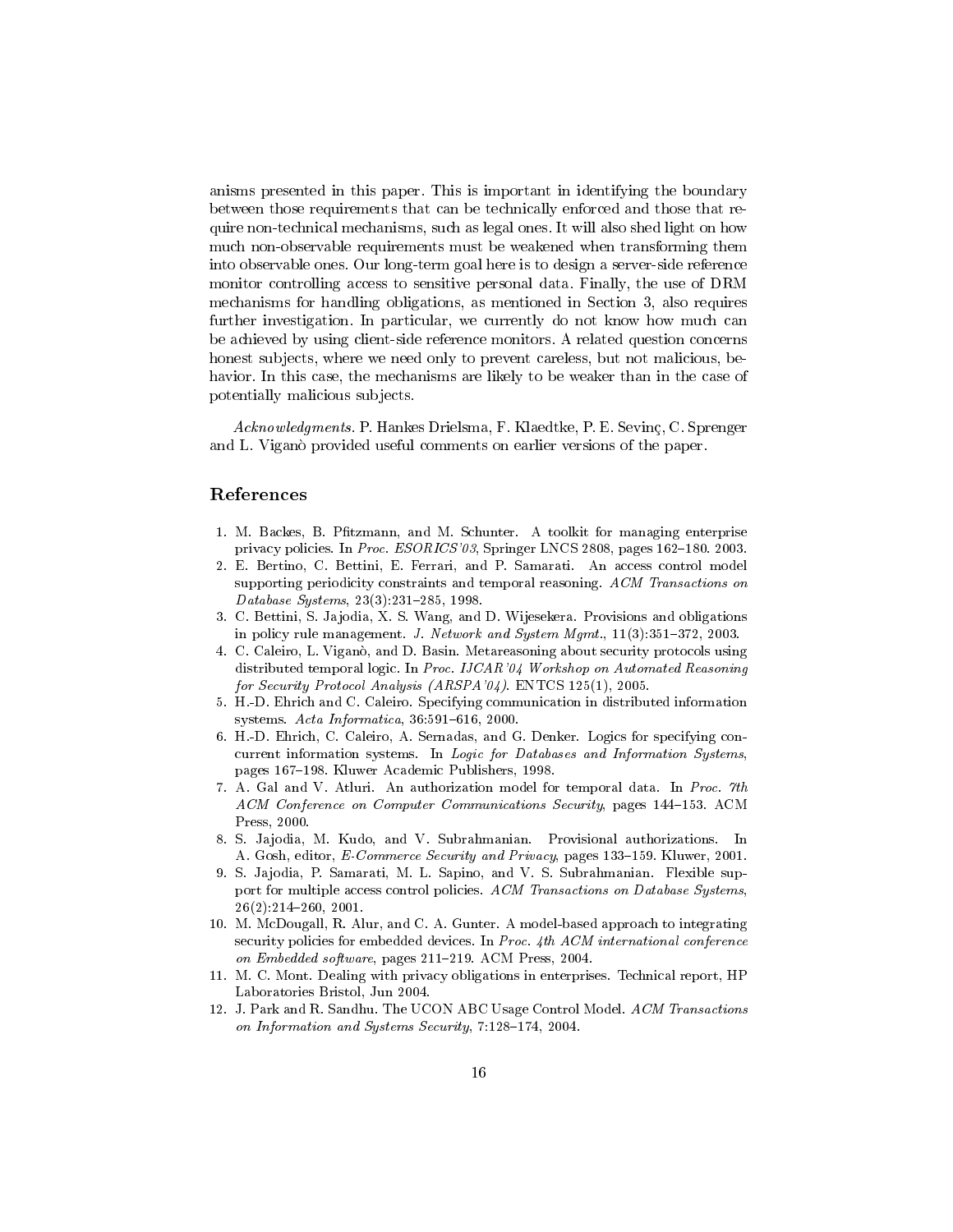anisms presented in this paper. This is important in identifying the boundary between those requirements that can be technically enforced and those that require non-technical mechanisms, such as legal ones. It will also shed light on how much non-observable requirements must be weakened when transforming them into observable ones. Our long-term goal here is to design a server-side reference monitor controlling access to sensitive personal data. Finally, the use of DRM mechanisms for handling obligations, as mentioned in Section 3, also requires further investigation. In particular, we currently do not know how much can be achieved by using client-side reference monitors. A related question concerns honest subjects, where we need only to prevent careless, but not malicious, behavior. In this case, the mechanisms are likely to be weaker than in the case of potentially malicious subjects.

*Acknowledgments.* P. Hankes Drielsma, F. Klaedtke, P. E. Sevinç, C. Sprenger and L. Viganò provided useful comments on earlier versions of the paper.

## References

1. M. Backes, B. Pfitzmann, and M. Schunter. A toolkit for managing enterprise privacy policies. In *Proc. ESORICS'03*, Springer LNCS 2808, pages 162–180. 2003.
2. E. Bertino, C. Bettini, E. Ferrari, and P. Samarati. An access control model supporting periodicity constraints and temporal reasoning. *ACM Transactions on Database Systems*, 23(3):231–285, 1998.
3. C. Bettini, S. Jajodia, X. S. Wang, and D. Wijesekera. Provisions and obligations in policy rule management. *J. Network and System Mgmt.*, 11(3):351–372, 2003.
4. C. Caleiro, L. Viganò, and D. Basin. Metareasoning about security protocols using distributed temporal logic. In *Proc. IJCAR'04 Workshop on Automated Reasoning for Security Protocol Analysis (ARSPA'04)*. ENTCS 125(1), 2005.
5. H.-D. Ehrich and C. Caleiro. Specifying communication in distributed information systems. *Acta Informatica*, 36:591–616, 2000.
6. H.-D. Ehrich, C. Caleiro, A. Sernadas, and G. Denker. Logics for specifying concurrent information systems. In *Logic for Databases and Information Systems*, pages 167–198. Kluwer Academic Publishers, 1998.
7. A. Gal and V. Atluri. An authorization model for temporal data. In *Proc. 7th ACM Conference on Computer Communications Security*, pages 144–153. ACM Press, 2000.
8. S. Jajodia, M. Kudo, and V. Subrahmanian. Provisional authorizations. In A. Gosh, editor, *E-Commerce Security and Privacy*, pages 133–159. Kluwer, 2001.
9. S. Jajodia, P. Samarati, M. L. Sapino, and V. S. Subrahmanian. Flexible support for multiple access control policies. *ACM Transactions on Database Systems*, 26(2):214–260, 2001.
10. M. McDougall, R. Alur, and C. A. Gunter. A model-based approach to integrating security policies for embedded devices. In *Proc. 4th ACM international conference on Embedded software*, pages 211–219. ACM Press, 2004.
11. M. C. Mont. Dealing with privacy obligations in enterprises. Technical report, HP Laboratories Bristol, Jun 2004.
12. J. Park and R. Sandhu. The UCON ABC Usage Control Model. *ACM Transactions on Information and Systems Security*, 7:128–174, 2004.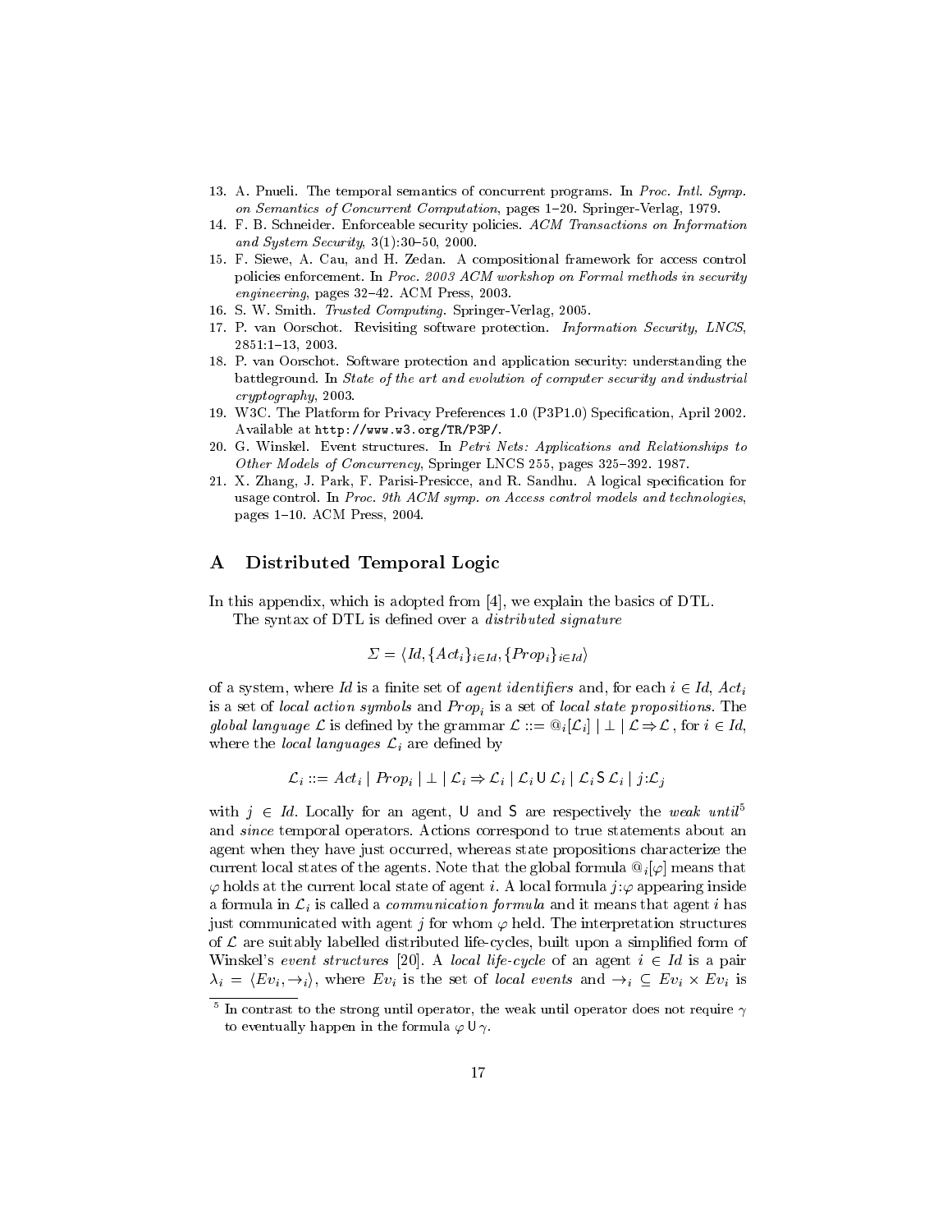13. A. Pnueli. The temporal semantics of concurrent programs. In *Proc. Intl. Symp. on Semantics of Concurrent Computation*, pages 1–20. Springer-Verlag, 1979.
14. F. B. Schneider. Enforceable security policies. *ACM Transactions on Information and System Security*, 3(1):30–50, 2000.
15. F. Siewe, A. Cau, and H. Zedan. A compositional framework for access control policies enforcement. In *Proc. 2003 ACM workshop on Formal methods in security engineering*, pages 32–42. ACM Press, 2003.
16. S. W. Smith. *Trusted Computing*. Springer-Verlag, 2005.
17. P. van Oorschot. Revisiting software protection. *Information Security, LNCS*, 2851:1–13, 2003.
18. P. van Oorschot. Software protection and application security: understanding the battleground. In *State of the art and evolution of computer security and industrial cryptography*, 2003.
19. W3C. The Platform for Privacy Preferences 1.0 (P3P1.0) Specification, April 2002. Available at `http://www.w3.org/TR/P3P/`.
20. G. Winskel. Event structures. In *Petri Nets: Applications and Relationships to Other Models of Concurrency*, Springer LNCS 255, pages 325–392. 1987.
21. X. Zhang, J. Park, F. Parisi-Presicce, and R. Sandhu. A logical specification for usage control. In *Proc. 9th ACM symp. on Access control models and technologies*, pages 1–10. ACM Press, 2004.

## A Distributed Temporal Logic

In this appendix, which is adopted from [4], we explain the basics of DTL.

The syntax of DTL is defined over a *distributed signature*

$$\Sigma = \langle Id, \{Act_i\}_{i \in Id}, \{Prop_i\}_{i \in Id} \rangle$$

of a system, where $Id$ is a finite set of *agent identifiers* and, for each $i \in Id$, $Act_i$ is a set of *local action symbols* and $Prop_i$ is a set of *local state propositions*. The *global language* $\mathcal{L}$ is defined by the grammar $\mathcal{L} ::= @_i[\mathcal{L}_i] \mid \bot \mid \mathcal{L} \Rightarrow \mathcal{L}$, for $i \in Id$, where the *local languages* $\mathcal{L}_i$ are defined by

$$\mathcal{L}_i ::= Act_i \mid Prop_i \mid \bot \mid \mathcal{L}_i \Rightarrow \mathcal{L}_i \mid \mathcal{L}_i \,\mathsf{U}\, \mathcal{L}_i \mid \mathcal{L}_i \,\mathsf{S}\, \mathcal{L}_i \mid j{:}\mathcal{L}_j$$

with $j \in Id$. Locally for an agent, $\mathsf{U}$ and $\mathsf{S}$ are respectively the *weak until*[5] and *since* temporal operators. Actions correspond to true statements about an agent when they have just occurred, whereas state propositions characterize the current local states of the agents. Note that the global formula $@_i[\varphi]$ means that $\varphi$ holds at the current local state of agent $i$. A local formula $j{:}\varphi$ appearing inside a formula in $\mathcal{L}_i$ is called a *communication formula* and it means that agent $i$ has just communicated with agent $j$ for whom $\varphi$ held. The interpretation structures of $\mathcal{L}$ are suitably labelled distributed life-cycles, built upon a simplified form of Winskel's *event structures* [20]. A *local life-cycle* of an agent $i \in Id$ is a pair $\lambda_i = \langle Ev_i, \rightarrow_i \rangle$, where $Ev_i$ is the set of *local events* and $\rightarrow_i \subseteq Ev_i \times Ev_i$ is

[5] In contrast to the strong until operator, the weak until operator does not require $\gamma$ to eventually happen in the formula $\varphi \,\mathsf{U}\, \gamma$.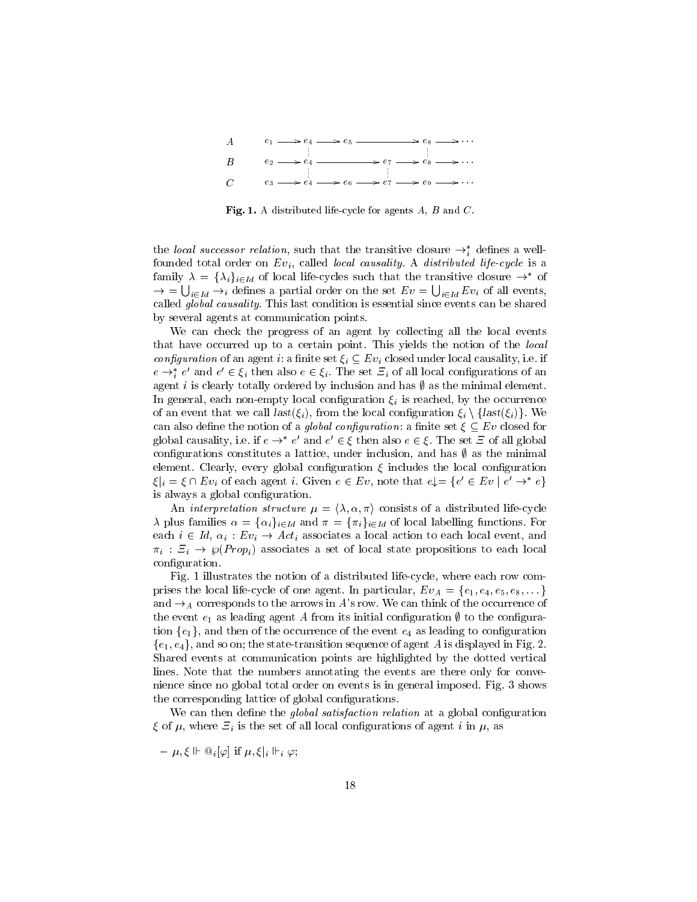| | | | | | | | | | | | |
|---|---|---|---|---|---|---|---|---|---|---|---|
| $A$ | $e_1$ | $\longrightarrow$ | $e_4$ | $\longrightarrow$ | $e_5$ | $\longrightarrow$ | | | $e_8$ | $\longrightarrow$ | $\cdots$ |
| $B$ | $e_2$ | $\longrightarrow$ | $e_4$ | $\longrightarrow$ | | | $e_7$ | $\longrightarrow$ | $e_8$ | $\longrightarrow$ | $\cdots$ |
| $C$ | $e_3$ | $\longrightarrow$ | $e_4$ | $\longrightarrow$ | $e_6$ | $\longrightarrow$ | $e_7$ | $\longrightarrow$ | $e_9$ | $\longrightarrow$ | $\cdots$ |

**Fig. 1.** A distributed life-cycle for agents $A$, $B$ and $C$.

the *local successor relation*, such that the transitive closure $\rightarrow_i^*$ defines a well-founded total order on $Ev_i$, called *local causality*. A *distributed life-cycle* is a family $\lambda = \{\lambda_i\}_{i \in Id}$ of local life-cycles such that the transitive closure $\rightarrow^*$ of $\rightarrow = \bigcup_{i \in Id} \rightarrow_i$ defines a partial order on the set $Ev = \bigcup_{i \in Id} Ev_i$ of all events, called *global causality*. This last condition is essential since events can be shared by several agents at communication points.

We can check the progress of an agent by collecting all the local events that have occurred up to a certain point. This yields the notion of the *local configuration* of an agent $i$: a finite set $\xi_i \subseteq Ev_i$ closed under local causality, i.e. if $e \rightarrow_i^* e'$ and $e' \in \xi_i$ then also $e \in \xi_i$. The set $\Xi_i$ of all local configurations of an agent $i$ is clearly totally ordered by inclusion and has $\emptyset$ as the minimal element. In general, each non-empty local configuration $\xi_i$ is reached, by the occurrence of an event that we call $last(\xi_i)$, from the local configuration $\xi_i \setminus \{last(\xi_i)\}$. We can also define the notion of a *global configuration*: a finite set $\xi \subseteq Ev$ closed for global causality, i.e. if $e \rightarrow^* e'$ and $e' \in \xi$ then also $e \in \xi$. The set $\Xi$ of all global configurations constitutes a lattice, under inclusion, and has $\emptyset$ as the minimal element. Clearly, every global configuration $\xi$ includes the local configuration $\xi|_i = \xi \cap Ev_i$ of each agent $i$. Given $e \in Ev$, note that $e{\downarrow} = \{e' \in Ev \mid e' \rightarrow^* e\}$ is always a global configuration.

An *interpretation structure* $\mu = \langle \lambda, \alpha, \pi \rangle$ consists of a distributed life-cycle $\lambda$ plus families $\alpha = \{\alpha_i\}_{i \in Id}$ and $\pi = \{\pi_i\}_{i \in Id}$ of local labelling functions. For each $i \in Id$, $\alpha_i : Ev_i \rightarrow Act_i$ associates a local action to each local event, and $\pi_i : \Xi_i \rightarrow \wp(Prop_i)$ associates a set of local state propositions to each local configuration.

Fig. 1 illustrates the notion of a distributed life-cycle, where each row comprises the local life-cycle of one agent. In particular, $Ev_A = \{e_1, e_4, e_5, e_8, \ldots\}$ and $\rightarrow_A$ corresponds to the arrows in $A$'s row. We can think of the occurrence of the event $e_1$ as leading agent $A$ from its initial configuration $\emptyset$ to the configuration $\{e_1\}$, and then of the occurrence of the event $e_4$ as leading to configuration $\{e_1, e_4\}$, and so on; the state-transition sequence of agent $A$ is displayed in Fig. 2. Shared events at communication points are highlighted by the dotted vertical lines. Note that the numbers annotating the events are there only for convenience since no global total order on events is in general imposed. Fig. 3 shows the corresponding lattice of global configurations.

We can then define the *global satisfaction relation* at a global configuration $\xi$ of $\mu$, where $\Xi_i$ is the set of all local configurations of agent $i$ in $\mu$, as

- $\mu, \xi \Vdash @_i[\varphi]$ if $\mu, \xi|_i \Vdash_i \varphi$;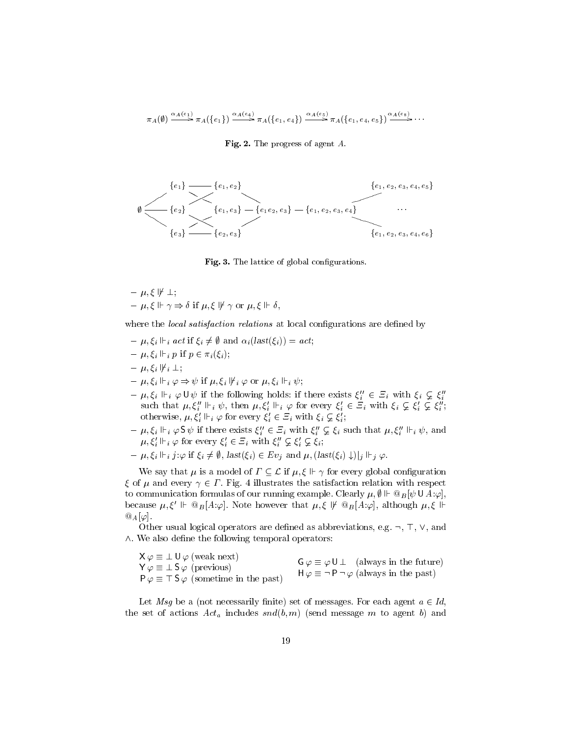$$\pi_A(\emptyset) \xrightarrow{\alpha_A(e_1)} \pi_A(\{e_1\}) \xrightarrow{\alpha_A(e_4)} \pi_A(\{e_1, e_4\}) \xrightarrow{\alpha_A(e_5)} \pi_A(\{e_1, e_4, e_5\}) \xrightarrow{\alpha_A(e_8)} \cdots$$

**Fig. 2.** The progress of agent $A$.

$$\begin{array}{ccccccc}
 & \{e_1\} & \text{—} & \{e_1, e_2\} & & & \{e_1, e_2, e_3, e_4, e_5\} \\
\emptyset & \{e_2\} & & \{e_1, e_3\} \text{ — } \{e_1 e_2, e_3\} & \text{ — } & \{e_1, e_2, e_3, e_4\} & \cdots \\
 & \{e_3\} & \text{—} & \{e_2, e_3\} & & & \{e_1, e_2, e_3, e_4, e_6\}
\end{array}$$

**Fig. 3.** The lattice of global configurations.

- $\mu, \xi \not\Vdash \bot$;
- $\mu, \xi \Vdash \gamma \Rightarrow \delta$ if $\mu, \xi \not\Vdash \gamma$ or $\mu, \xi \Vdash \delta$,

where the *local satisfaction relations* at local configurations are defined by

- $\mu, \xi_i \Vdash_i act$ if $\xi_i \neq \emptyset$ and $\alpha_i(last(\xi_i)) = act$;
- $\mu, \xi_i \Vdash_i p$ if $p \in \pi_i(\xi_i)$;
- $\mu, \xi_i \not\Vdash_i \bot$;
- $\mu, \xi_i \Vdash_i \varphi \Rightarrow \psi$ if $\mu, \xi_i \not\Vdash_i \varphi$ or $\mu, \xi_i \Vdash_i \psi$;
- $\mu, \xi_i \Vdash_i \varphi \mathsf{U} \psi$ if the following holds: if there exists $\xi_i'' \in \Xi_i$ with $\xi_i \subsetneq \xi_i''$ such that $\mu, \xi_i'' \Vdash_i \psi$, then $\mu, \xi_i' \Vdash_i \varphi$ for every $\xi_i' \in \Xi_i$ with $\xi_i \subsetneq \xi_i' \subsetneq \xi_i''$; otherwise, $\mu, \xi_i' \Vdash_i \varphi$ for every $\xi_i' \in \Xi_i$ with $\xi_i \subsetneq \xi_i'$;
- $\mu, \xi_i \Vdash_i \varphi \mathsf{S} \psi$ if there exists $\xi_i'' \in \Xi_i$ with $\xi_i'' \subsetneq \xi_i$ such that $\mu, \xi_i'' \Vdash_i \psi$, and $\mu, \xi_i' \Vdash_i \varphi$ for every $\xi_i' \in \Xi_i$ with $\xi_i'' \subsetneq \xi_i' \subsetneq \xi_i$;
- $\mu, \xi_i \Vdash_i j{:}\varphi$ if $\xi_i \neq \emptyset$, $last(\xi_i) \in Ev_j$ and $\mu, (last(\xi_i)\downarrow)|_j \Vdash_j \varphi$.

We say that $\mu$ is a model of $\Gamma \subseteq \mathcal{L}$ if $\mu, \xi \Vdash \gamma$ for every global configuration $\xi$ of $\mu$ and every $\gamma \in \Gamma$. Fig. 4 illustrates the satisfaction relation with respect to communication formulas of our running example. Clearly $\mu, \emptyset \Vdash @_B[\psi \mathsf{U} A{:}\varphi]$, because $\mu, \xi' \Vdash @_B[A{:}\varphi]$. Note however that $\mu, \xi \not\Vdash @_B[A{:}\varphi]$, although $\mu, \xi \Vdash @_A[\varphi]$.

Other usual logical operators are defined as abbreviations, e.g. $\neg$, $\top$, $\vee$, and $\wedge$. We also define the following temporal operators:

$\mathsf{X}\,\varphi \equiv \bot \mathsf{U}\,\varphi$ (weak next)
$\mathsf{Y}\,\varphi \equiv \bot \mathsf{S}\,\varphi$ (previous)
$\mathsf{P}\,\varphi \equiv \top \mathsf{S}\,\varphi$ (sometime in the past)
$\mathsf{G}\,\varphi \equiv \varphi \mathsf{U} \bot$ (always in the future)
$\mathsf{H}\,\varphi \equiv \neg \mathsf{P} \neg \varphi$ (always in the past)

Let $Msg$ be a (not necessarily finite) set of messages. For each agent $a \in Id$, the set of actions $Act_a$ includes $snd(b,m)$ (send message $m$ to agent $b$) and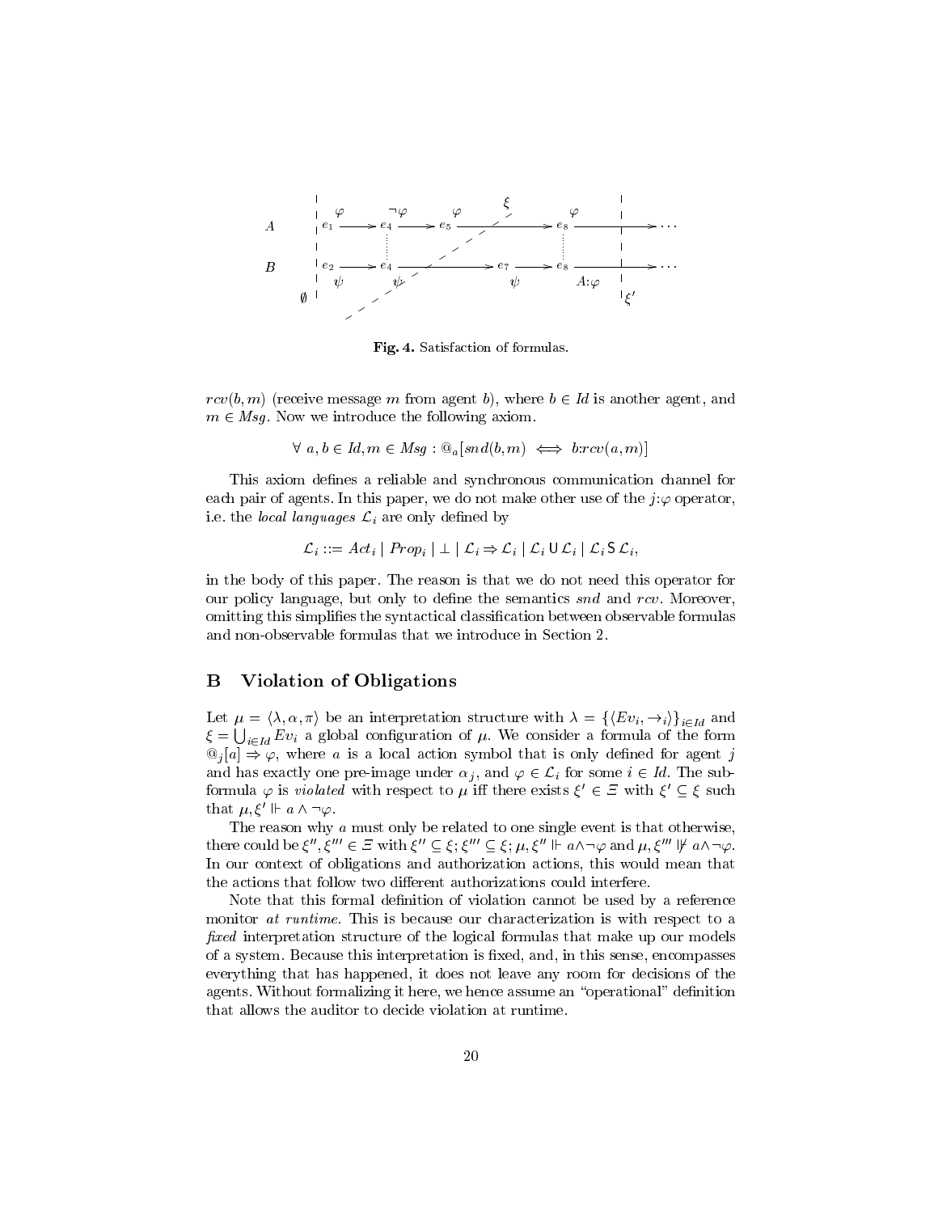A
B
$e_1$ $e_4$ $e_5$ $e_8$
$e_2$ $e_4$ $e_7$ $e_8$
$\varphi$ $\neg\varphi$ $\varphi$ $\xi$ $\varphi$
$\psi$ $\psi$ $\psi$ $A{:}\varphi$
$\emptyset$ $\xi'$

**Fig. 4.** Satisfaction of formulas.

$rcv(b, m)$ (receive message $m$ from agent $b$), where $b \in Id$ is another agent, and $m \in Msg$. Now we introduce the following axiom.

$$\forall\ a, b \in Id, m \in Msg : @_a[snd(b, m) \iff b{:}rcv(a, m)]$$

This axiom defines a reliable and synchronous communication channel for each pair of agents. In this paper, we do not make other use of the $j{:}\varphi$ operator, i.e. the *local languages* $\mathcal{L}_i$ are only defined by

$$\mathcal{L}_i ::= Act_i \mid Prop_i \mid \bot \mid \mathcal{L}_i \Rightarrow \mathcal{L}_i \mid \mathcal{L}_i \,\mathsf{U}\, \mathcal{L}_i \mid \mathcal{L}_i \,\mathsf{S}\, \mathcal{L}_i,$$

in the body of this paper. The reason is that we do not need this operator for our policy language, but only to define the semantics *snd* and *rcv*. Moreover, omitting this simplifies the syntactical classification between observable formulas and non-observable formulas that we introduce in Section 2.

## B Violation of Obligations

Let $\mu = \langle \lambda, \alpha, \pi \rangle$ be an interpretation structure with $\lambda = \{\langle Ev_i, \rightarrow_i \rangle\}_{i \in Id}$ and $\xi = \bigcup_{i \in Id} Ev_i$ a global configuration of $\mu$. We consider a formula of the form $@_j[a] \Rightarrow \varphi$, where $a$ is a local action symbol that is only defined for agent $j$ and has exactly one pre-image under $\alpha_j$, and $\varphi \in \mathcal{L}_i$ for some $i \in Id$. The subformula $\varphi$ is *violated* with respect to $\mu$ iff there exists $\xi' \in \Xi$ with $\xi' \subseteq \xi$ such that $\mu, \xi' \Vdash a \wedge \neg\varphi$.

The reason why $a$ must only be related to one single event is that otherwise, there could be $\xi'', \xi''' \in \Xi$ with $\xi'' \subseteq \xi; \xi''' \subseteq \xi; \mu, \xi'' \Vdash a \wedge \neg\varphi$ and $\mu, \xi''' \not\Vdash a \wedge \neg\varphi$. In our context of obligations and authorization actions, this would mean that the actions that follow two different authorizations could interfere.

Note that this formal definition of violation cannot be used by a reference monitor *at runtime*. This is because our characterization is with respect to a *fixed* interpretation structure of the logical formulas that make up our models of a system. Because this interpretation is fixed, and, in this sense, encompasses everything that has happened, it does not leave any room for decisions of the agents. Without formalizing it here, we hence assume an "operational" definition that allows the auditor to decide violation at runtime.